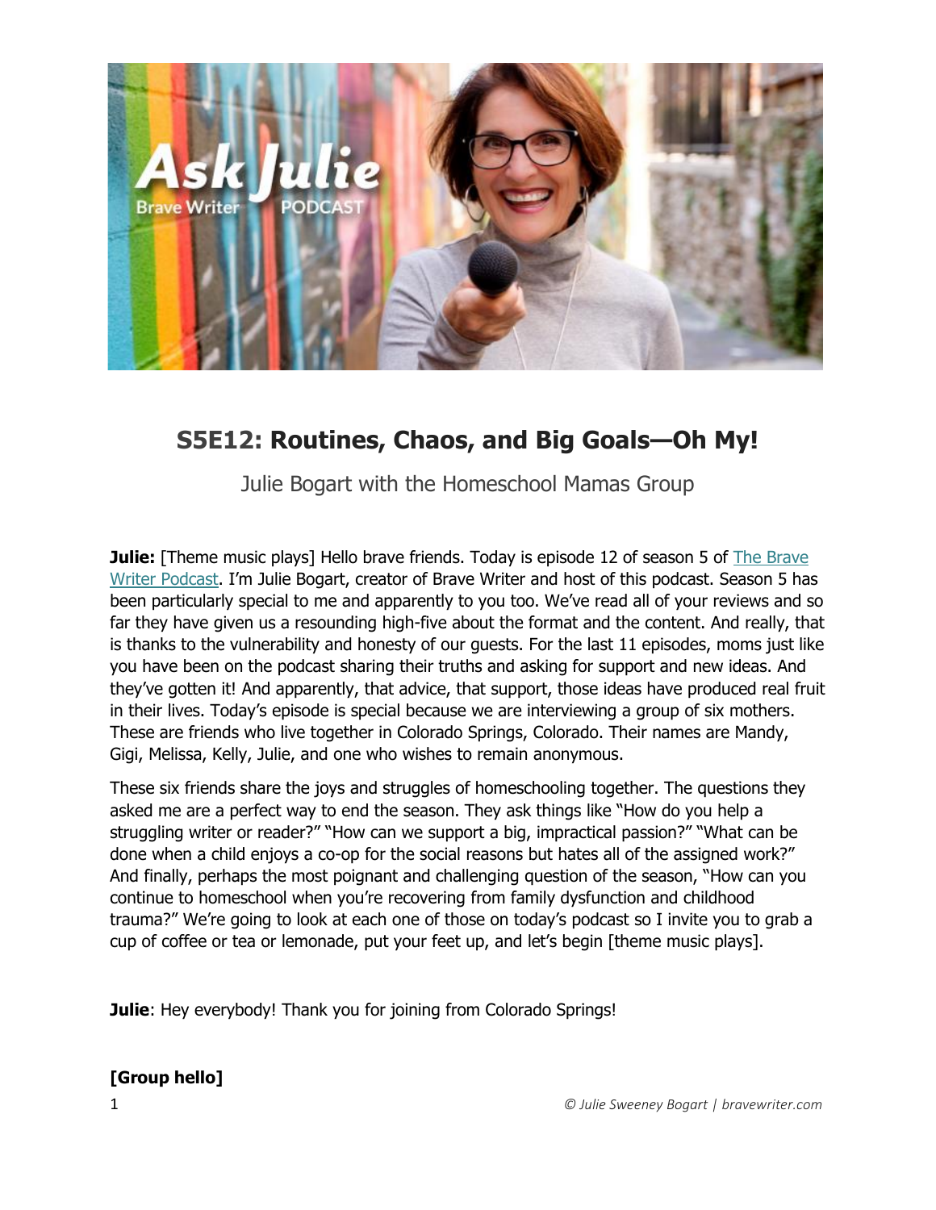# S5E12: Routines, Chaos, and Big Goals—Oh My!

Julie Bogart with the Homeschool Mamas Group

**Julie:** [Theme music plays] Hello brave friends. Today is episode 12 of season 5 of The Brave Writer Podcast. I'm Julie Bogart, creator of Brave Writer and host of this podcast. Season 5 has been particularly special to me and apparently to you too. We've read all of your reviews and so far they have given us a resounding high-five about the format and the content. And really, that is thanks to the vulnerability and honesty of our guests. For the last 11 episodes, moms just like you have been on the podcast sharing their truths and asking for support and new ideas. And they've gotten it! And apparently, that advice, that support, those ideas have produced real fruit in their lives. Today's episode is special because we are interviewing a group of six mothers. These are friends who live together in Colorado Springs, Colorado. Their names are Mandy, Gigi, Melissa, Kelly, Julie, and one who wishes to remain anonymous.

These six friends share the joys and struggles of homeschooling together. The questions they asked me are a perfect way to end the season. They ask things like "How do you help a struggling writer or reader?" "How can we support a big, impractical passion?" "What can be done when a child enjoys a co-op for the social reasons but hates all of the assigned work?" And finally, perhaps the most poignant and challenging question of the season, "How can you continue to homeschool when you're recovering from family dysfunction and childhood trauma?" We're going to look at each one of those on today's podcast so I invite you to grab a cup of coffee or tea or lemonade, put your feet up, and let's begin [theme music plays].

**Julie**: Hey everybody! Thank you for joining from Colorado Springs!

**[Group hello]**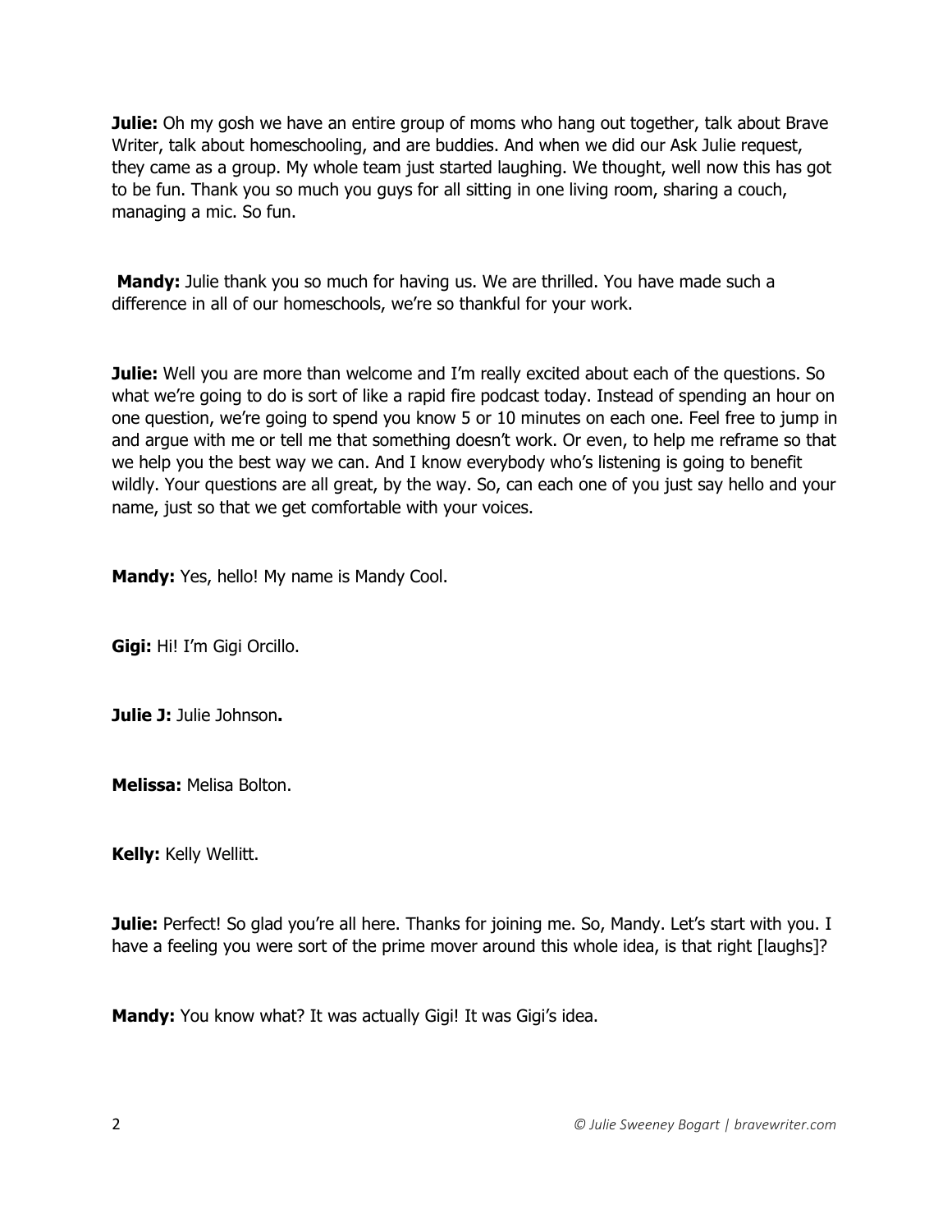**Julie:** Oh my gosh we have an entire group of moms who hang out together, talk about Brave Writer, talk about homeschooling, and are buddies. And when we did our Ask Julie request, they came as a group. My whole team just started laughing. We thought, well now this has got to be fun. Thank you so much you guys for all sitting in one living room, sharing a couch, managing a mic. So fun.

**Mandy:** Julie thank you so much for having us. We are thrilled. You have made such a difference in all of our homeschools, we're so thankful for your work.

**Julie:** Well you are more than welcome and I'm really excited about each of the questions. So what we're going to do is sort of like a rapid fire podcast today. Instead of spending an hour on one question, we're going to spend you know 5 or 10 minutes on each one. Feel free to jump in and argue with me or tell me that something doesn't work. Or even, to help me reframe so that we help you the best way we can. And I know everybody who's listening is going to benefit wildly. Your questions are all great, by the way. So, can each one of you just say hello and your name, just so that we get comfortable with your voices.

**Mandy:** Yes, hello! My name is Mandy Cool.

**Gigi:** Hi! I'm Gigi Orcillo.

**Julie J:** Julie Johnson**.**

**Melissa:** Melisa Bolton.

**Kelly:** Kelly Wellitt.

**Julie:** Perfect! So glad you're all here. Thanks for joining me. So, Mandy. Let's start with you. I have a feeling you were sort of the prime mover around this whole idea, is that right [laughs]?

**Mandy:** You know what? It was actually Gigi! It was Gigi's idea.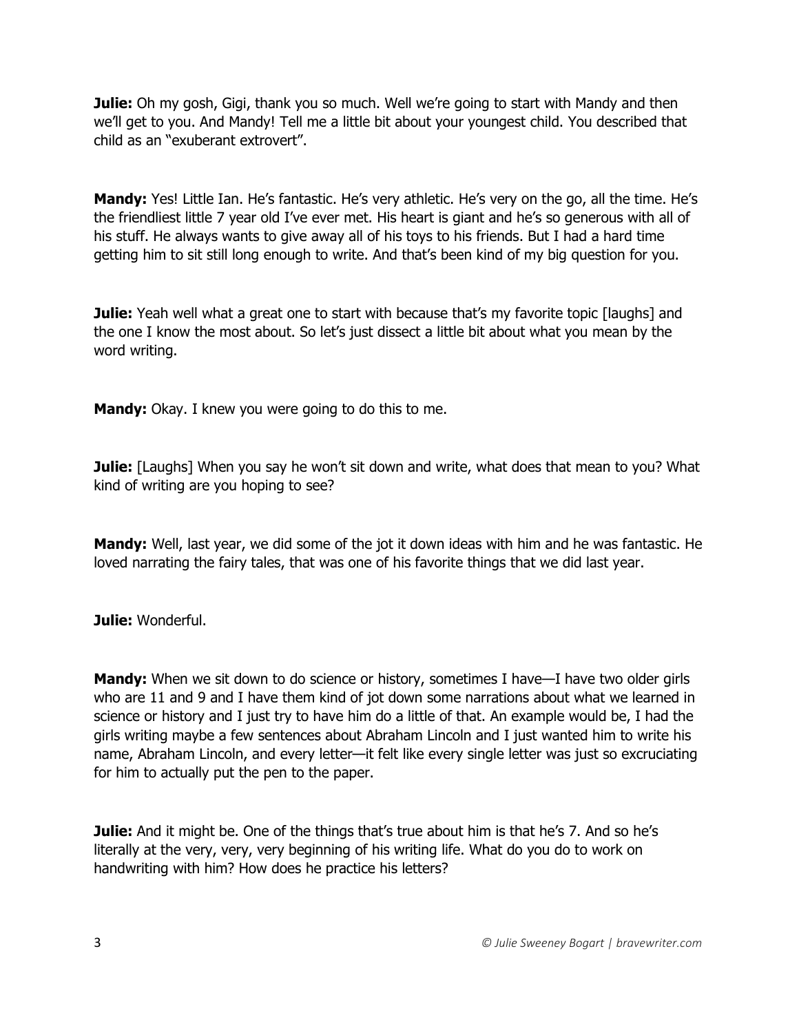**Julie:** Oh my gosh, Gigi, thank you so much. Well we're going to start with Mandy and then we'll get to you. And Mandy! Tell me a little bit about your youngest child. You described that child as an "exuberant extrovert".

**Mandy:** Yes! Little Ian. He's fantastic. He's very athletic. He's very on the go, all the time. He's the friendliest little 7 year old I've ever met. His heart is giant and he's so generous with all of his stuff. He always wants to give away all of his toys to his friends. But I had a hard time getting him to sit still long enough to write. And that's been kind of my big question for you.

**Julie:** Yeah well what a great one to start with because that's my favorite topic [laughs] and the one I know the most about. So let's just dissect a little bit about what you mean by the word writing.

**Mandy:** Okay. I knew you were going to do this to me.

**Julie:** [Laughs] When you say he won't sit down and write, what does that mean to you? What kind of writing are you hoping to see?

**Mandy:** Well, last year, we did some of the jot it down ideas with him and he was fantastic. He loved narrating the fairy tales, that was one of his favorite things that we did last year.

**Julie:** Wonderful.

**Mandy:** When we sit down to do science or history, sometimes I have—I have two older girls who are 11 and 9 and I have them kind of jot down some narrations about what we learned in science or history and I just try to have him do a little of that. An example would be, I had the girls writing maybe a few sentences about Abraham Lincoln and I just wanted him to write his name, Abraham Lincoln, and every letter—it felt like every single letter was just so excruciating for him to actually put the pen to the paper.

**Julie:** And it might be. One of the things that's true about him is that he's 7. And so he's literally at the very, very, very beginning of his writing life. What do you do to work on handwriting with him? How does he practice his letters?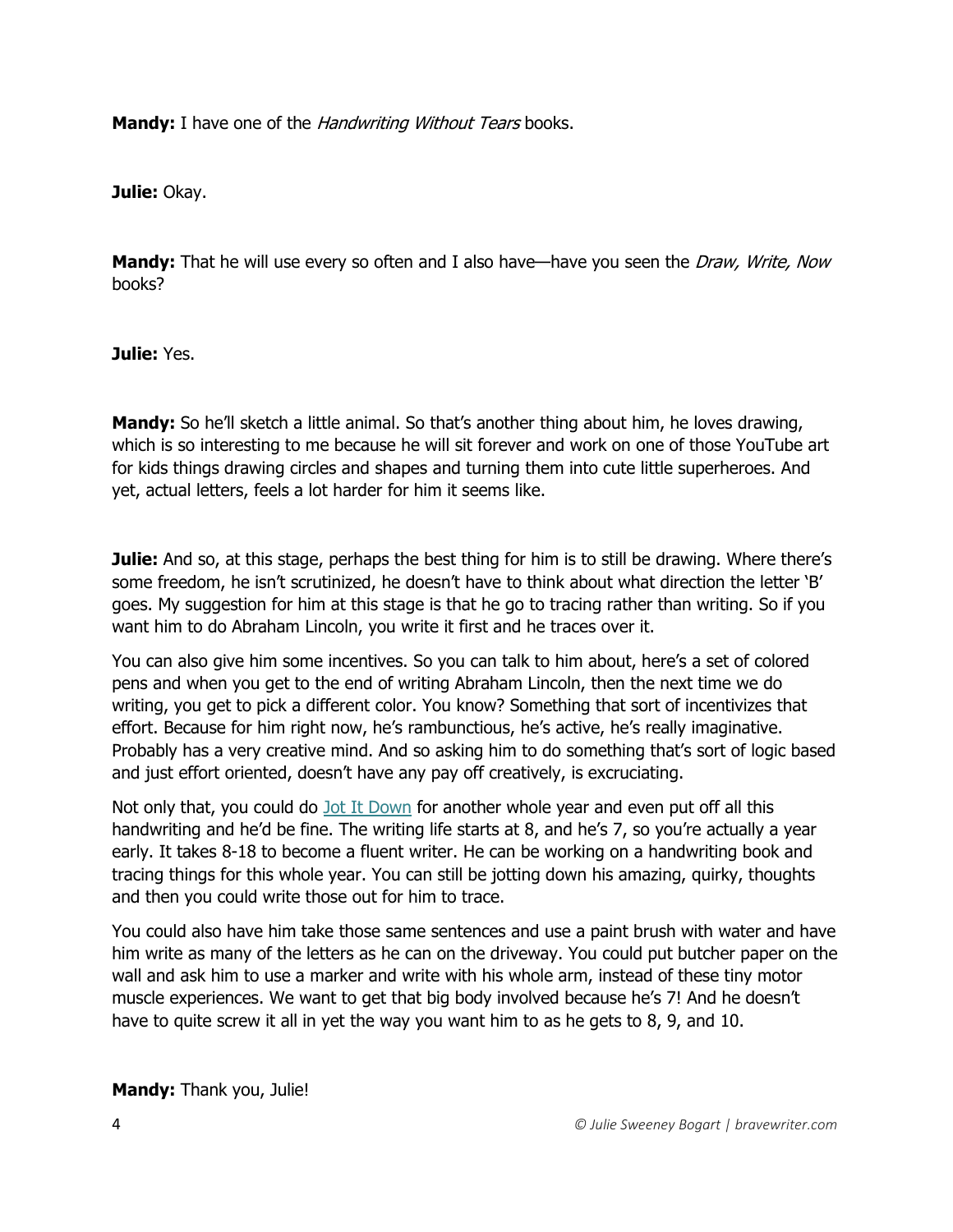**Mandy:** I have one of the *Handwriting Without Tears* books.

**Julie:** Okay.

**Mandy:** That he will use every so often and I also have—have you seen the *Draw, Write, Now* books?

**Julie:** Yes.

**Mandy:** So he'll sketch a little animal. So that's another thing about him, he loves drawing, which is so interesting to me because he will sit forever and work on one of those YouTube art for kids things drawing circles and shapes and turning them into cute little superheroes. And yet, actual letters, feels a lot harder for him it seems like.

**Julie:** And so, at this stage, perhaps the best thing for him is to still be drawing. Where there's some freedom, he isn't scrutinized, he doesn't have to think about what direction the letter 'B' goes. My suggestion for him at this stage is that he go to tracing rather than writing. So if you want him to do Abraham Lincoln, you write it first and he traces over it.

You can also give him some incentives. So you can talk to him about, here's a set of colored pens and when you get to the end of writing Abraham Lincoln, then the next time we do writing, you get to pick a different color. You know? Something that sort of incentivizes that effort. Because for him right now, he's rambunctious, he's active, he's really imaginative. Probably has a very creative mind. And so asking him to do something that's sort of logic based and just effort oriented, doesn't have any pay off creatively, is excruciating.

Not only that, you could do Jot It Down for another whole year and even put off all this handwriting and he'd be fine. The writing life starts at 8, and he's 7, so you're actually a year early. It takes 8-18 to become a fluent writer. He can be working on a handwriting book and tracing things for this whole year. You can still be jotting down his amazing, quirky, thoughts and then you could write those out for him to trace.

You could also have him take those same sentences and use a paint brush with water and have him write as many of the letters as he can on the driveway. You could put butcher paper on the wall and ask him to use a marker and write with his whole arm, instead of these tiny motor muscle experiences. We want to get that big body involved because he's 7! And he doesn't have to quite screw it all in yet the way you want him to as he gets to 8, 9, and 10.

**Mandy:** Thank you, Julie!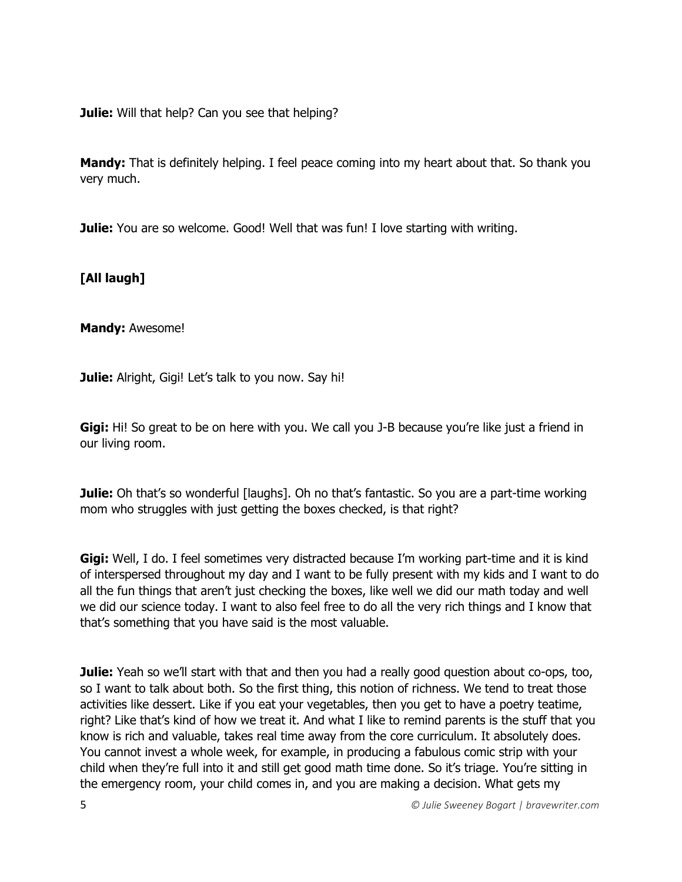**Julie:** Will that help? Can you see that helping?

**Mandy:** That is definitely helping. I feel peace coming into my heart about that. So thank you very much.

**Julie:** You are so welcome. Good! Well that was fun! I love starting with writing.

**[All laugh]**

**Mandy:** Awesome!

**Julie:** Alright, Gigi! Let's talk to you now. Say hi!

**Gigi:** Hi! So great to be on here with you. We call you J-B because you're like just a friend in our living room.

**Julie:** Oh that's so wonderful [laughs]. Oh no that's fantastic. So you are a part-time working mom who struggles with just getting the boxes checked, is that right?

**Gigi:** Well, I do. I feel sometimes very distracted because I'm working part-time and it is kind of interspersed throughout my day and I want to be fully present with my kids and I want to do all the fun things that aren't just checking the boxes, like well we did our math today and well we did our science today. I want to also feel free to do all the very rich things and I know that that's something that you have said is the most valuable.

**Julie:** Yeah so we'll start with that and then you had a really good question about co-ops, too, so I want to talk about both. So the first thing, this notion of richness. We tend to treat those activities like dessert. Like if you eat your vegetables, then you get to have a poetry teatime, right? Like that's kind of how we treat it. And what I like to remind parents is the stuff that you know is rich and valuable, takes real time away from the core curriculum. It absolutely does. You cannot invest a whole week, for example, in producing a fabulous comic strip with your child when they're full into it and still get good math time done. So it's triage. You're sitting in the emergency room, your child comes in, and you are making a decision. What gets my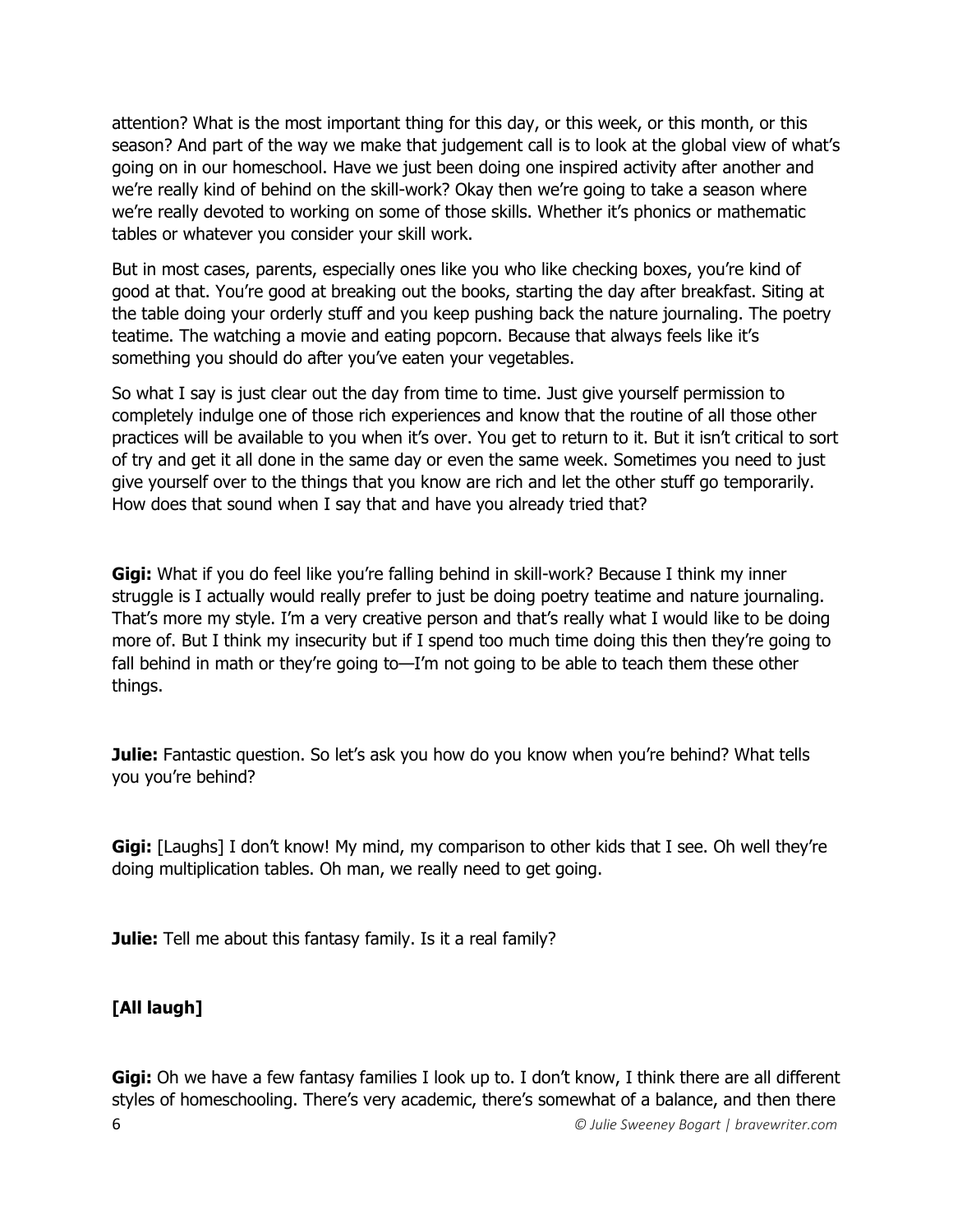attention? What is the most important thing for this day, or this week, or this month, or this season? And part of the way we make that judgement call is to look at the global view of what's going on in our homeschool. Have we just been doing one inspired activity after another and we're really kind of behind on the skill-work? Okay then we're going to take a season where we're really devoted to working on some of those skills. Whether it's phonics or mathematic tables or whatever you consider your skill work.

But in most cases, parents, especially ones like you who like checking boxes, you're kind of good at that. You're good at breaking out the books, starting the day after breakfast. Siting at the table doing your orderly stuff and you keep pushing back the nature journaling. The poetry teatime. The watching a movie and eating popcorn. Because that always feels like it's something you should do after you've eaten your vegetables.

So what I say is just clear out the day from time to time. Just give yourself permission to completely indulge one of those rich experiences and know that the routine of all those other practices will be available to you when it's over. You get to return to it. But it isn't critical to sort of try and get it all done in the same day or even the same week. Sometimes you need to just give yourself over to the things that you know are rich and let the other stuff go temporarily. How does that sound when I say that and have you already tried that?

**Gigi:** What if you do feel like you're falling behind in skill-work? Because I think my inner struggle is I actually would really prefer to just be doing poetry teatime and nature journaling. That's more my style. I'm a very creative person and that's really what I would like to be doing more of. But I think my insecurity but if I spend too much time doing this then they're going to fall behind in math or they're going to—I'm not going to be able to teach them these other things.

**Julie:** Fantastic question. So let's ask you how do you know when you're behind? What tells you you're behind?

**Gigi:** [Laughs] I don't know! My mind, my comparison to other kids that I see. Oh well they're doing multiplication tables. Oh man, we really need to get going.

**Julie:** Tell me about this fantasy family. Is it a real family?

**[All laugh]**

**Gigi:** Oh we have a few fantasy families I look up to. I don't know, I think there are all different styles of homeschooling. There's very academic, there's somewhat of a balance, and then there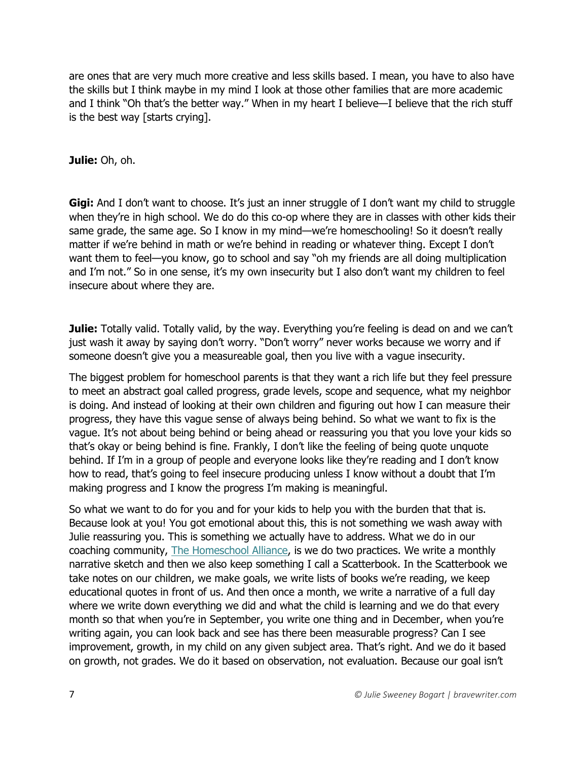are ones that are very much more creative and less skills based. I mean, you have to also have the skills but I think maybe in my mind I look at those other families that are more academic and I think "Oh that's the better way." When in my heart I believe—I believe that the rich stuff is the best way [starts crying].

**Julie:** Oh, oh.

**Gigi:** And I don't want to choose. It's just an inner struggle of I don't want my child to struggle when they're in high school. We do do this co-op where they are in classes with other kids their same grade, the same age. So I know in my mind—we're homeschooling! So it doesn't really matter if we're behind in math or we're behind in reading or whatever thing. Except I don't want them to feel—you know, go to school and say "oh my friends are all doing multiplication and I'm not." So in one sense, it's my own insecurity but I also don't want my children to feel insecure about where they are.

**Julie:** Totally valid. Totally valid, by the way. Everything you're feeling is dead on and we can't just wash it away by saying don't worry. "Don't worry" never works because we worry and if someone doesn't give you a measureable goal, then you live with a vague insecurity.

The biggest problem for homeschool parents is that they want a rich life but they feel pressure to meet an abstract goal called progress, grade levels, scope and sequence, what my neighbor is doing. And instead of looking at their own children and figuring out how I can measure their progress, they have this vague sense of always being behind. So what we want to fix is the vague. It's not about being behind or being ahead or reassuring you that you love your kids so that's okay or being behind is fine. Frankly, I don't like the feeling of being quote unquote behind. If I'm in a group of people and everyone looks like they're reading and I don't know how to read, that's going to feel insecure producing unless I know without a doubt that I'm making progress and I know the progress I'm making is meaningful.

So what we want to do for you and for your kids to help you with the burden that that is. Because look at you! You got emotional about this, this is not something we wash away with Julie reassuring you. This is something we actually have to address. What we do in our coaching community, [The Homeschool Alliance](), is we do two practices. We write a monthly narrative sketch and then we also keep something I call a Scatterbook. In the Scatterbook we take notes on our children, we make goals, we write lists of books we're reading, we keep educational quotes in front of us. And then once a month, we write a narrative of a full day where we write down everything we did and what the child is learning and we do that every month so that when you're in September, you write one thing and in December, when you're writing again, you can look back and see has there been measurable progress? Can I see improvement, growth, in my child on any given subject area. That's right. And we do it based on growth, not grades. We do it based on observation, not evaluation. Because our goal isn't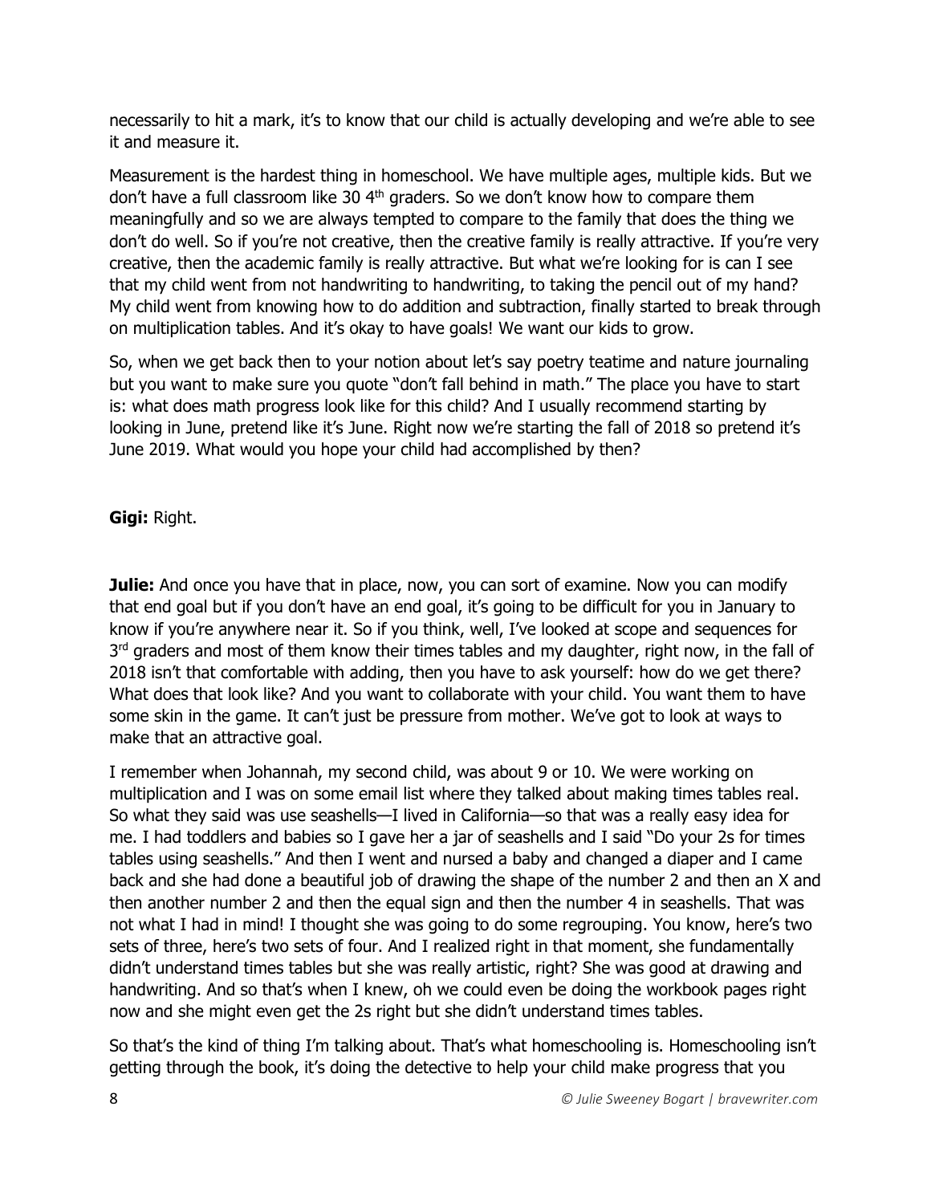necessarily to hit a mark, it's to know that our child is actually developing and we're able to see it and measure it.

Measurement is the hardest thing in homeschool. We have multiple ages, multiple kids. But we don't have a full classroom like 30 4th graders. So we don't know how to compare them meaningfully and so we are always tempted to compare to the family that does the thing we don't do well. So if you're not creative, then the creative family is really attractive. If you're very creative, then the academic family is really attractive. But what we're looking for is can I see that my child went from not handwriting to handwriting, to taking the pencil out of my hand? My child went from knowing how to do addition and subtraction, finally started to break through on multiplication tables. And it's okay to have goals! We want our kids to grow.

So, when we get back then to your notion about let's say poetry teatime and nature journaling but you want to make sure you quote "don't fall behind in math." The place you have to start is: what does math progress look like for this child? And I usually recommend starting by looking in June, pretend like it's June. Right now we're starting the fall of 2018 so pretend it's June 2019. What would you hope your child had accomplished by then?

**Gigi:** Right.

**Julie:** And once you have that in place, now, you can sort of examine. Now you can modify that end goal but if you don't have an end goal, it's going to be difficult for you in January to know if you're anywhere near it. So if you think, well, I've looked at scope and sequences for 3rd graders and most of them know their times tables and my daughter, right now, in the fall of 2018 isn't that comfortable with adding, then you have to ask yourself: how do we get there? What does that look like? And you want to collaborate with your child. You want them to have some skin in the game. It can't just be pressure from mother. We've got to look at ways to make that an attractive goal.

I remember when Johannah, my second child, was about 9 or 10. We were working on multiplication and I was on some email list where they talked about making times tables real. So what they said was use seashells—I lived in California—so that was a really easy idea for me. I had toddlers and babies so I gave her a jar of seashells and I said "Do your 2s for times tables using seashells." And then I went and nursed a baby and changed a diaper and I came back and she had done a beautiful job of drawing the shape of the number 2 and then an X and then another number 2 and then the equal sign and then the number 4 in seashells. That was not what I had in mind! I thought she was going to do some regrouping. You know, here's two sets of three, here's two sets of four. And I realized right in that moment, she fundamentally didn't understand times tables but she was really artistic, right? She was good at drawing and handwriting. And so that's when I knew, oh we could even be doing the workbook pages right now and she might even get the 2s right but she didn't understand times tables.

So that's the kind of thing I'm talking about. That's what homeschooling is. Homeschooling isn't getting through the book, it's doing the detective to help your child make progress that you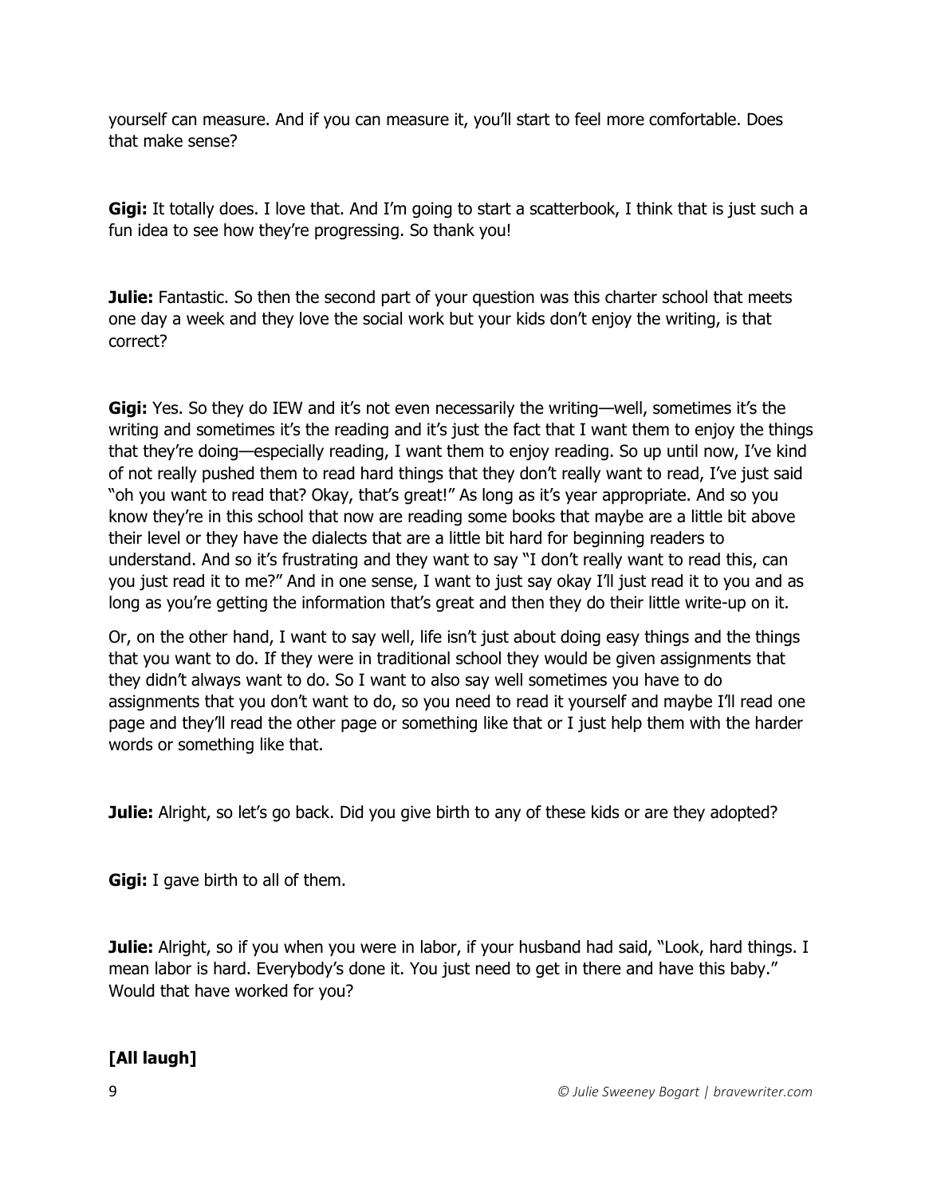yourself can measure. And if you can measure it, you'll start to feel more comfortable. Does that make sense?

**Gigi:** It totally does. I love that. And I'm going to start a scatterbook, I think that is just such a fun idea to see how they're progressing. So thank you!

**Julie:** Fantastic. So then the second part of your question was this charter school that meets one day a week and they love the social work but your kids don't enjoy the writing, is that correct?

**Gigi:** Yes. So they do IEW and it's not even necessarily the writing—well, sometimes it's the writing and sometimes it's the reading and it's just the fact that I want them to enjoy the things that they're doing—especially reading, I want them to enjoy reading. So up until now, I've kind of not really pushed them to read hard things that they don't really want to read, I've just said "oh you want to read that? Okay, that's great!" As long as it's year appropriate. And so you know they're in this school that now are reading some books that maybe are a little bit above their level or they have the dialects that are a little bit hard for beginning readers to understand. And so it's frustrating and they want to say "I don't really want to read this, can you just read it to me?" And in one sense, I want to just say okay I'll just read it to you and as long as you're getting the information that's great and then they do their little write-up on it.

Or, on the other hand, I want to say well, life isn't just about doing easy things and the things that you want to do. If they were in traditional school they would be given assignments that they didn't always want to do. So I want to also say well sometimes you have to do assignments that you don't want to do, so you need to read it yourself and maybe I'll read one page and they'll read the other page or something like that or I just help them with the harder words or something like that.

**Julie:** Alright, so let's go back. Did you give birth to any of these kids or are they adopted?

**Gigi:** I gave birth to all of them.

**Julie:** Alright, so if you when you were in labor, if your husband had said, "Look, hard things. I mean labor is hard. Everybody's done it. You just need to get in there and have this baby." Would that have worked for you?

**[All laugh]**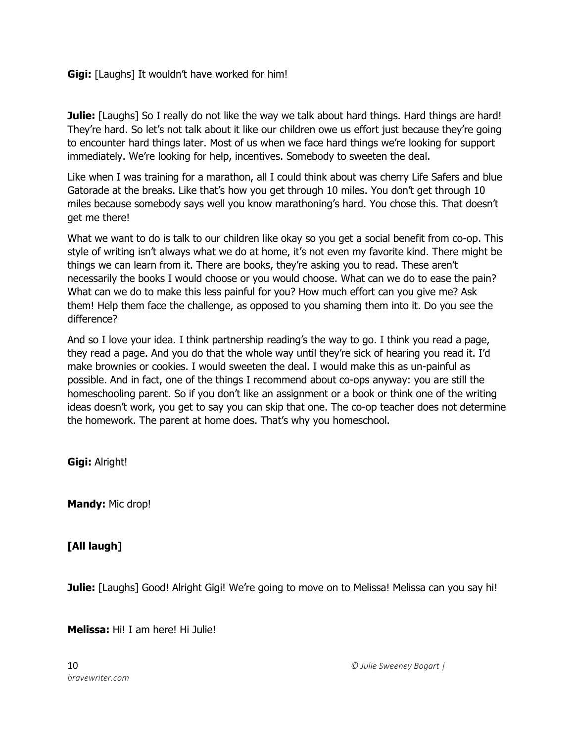**Gigi:** [Laughs] It wouldn't have worked for him!

**Julie:** [Laughs] So I really do not like the way we talk about hard things. Hard things are hard! They're hard. So let's not talk about it like our children owe us effort just because they're going to encounter hard things later. Most of us when we face hard things we're looking for support immediately. We're looking for help, incentives. Somebody to sweeten the deal.

Like when I was training for a marathon, all I could think about was cherry Life Safers and blue Gatorade at the breaks. Like that's how you get through 10 miles. You don't get through 10 miles because somebody says well you know marathoning's hard. You chose this. That doesn't get me there!

What we want to do is talk to our children like okay so you get a social benefit from co-op. This style of writing isn't always what we do at home, it's not even my favorite kind. There might be things we can learn from it. There are books, they're asking you to read. These aren't necessarily the books I would choose or you would choose. What can we do to ease the pain? What can we do to make this less painful for you? How much effort can you give me? Ask them! Help them face the challenge, as opposed to you shaming them into it. Do you see the difference?

And so I love your idea. I think partnership reading's the way to go. I think you read a page, they read a page. And you do that the whole way until they're sick of hearing you read it. I'd make brownies or cookies. I would sweeten the deal. I would make this as un-painful as possible. And in fact, one of the things I recommend about co-ops anyway: you are still the homeschooling parent. So if you don't like an assignment or a book or think one of the writing ideas doesn't work, you get to say you can skip that one. The co-op teacher does not determine the homework. The parent at home does. That's why you homeschool.

**Gigi:** Alright!

**Mandy:** Mic drop!

**[All laugh]**

**Julie:** [Laughs] Good! Alright Gigi! We're going to move on to Melissa! Melissa can you say hi!

**Melissa:** Hi! I am here! Hi Julie!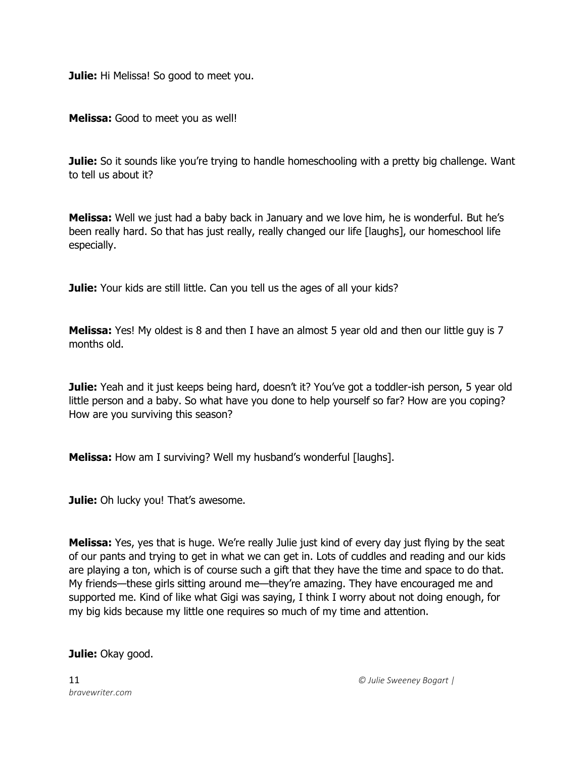**Julie:** Hi Melissa! So good to meet you.

**Melissa:** Good to meet you as well!

**Julie:** So it sounds like you're trying to handle homeschooling with a pretty big challenge. Want to tell us about it?

**Melissa:** Well we just had a baby back in January and we love him, he is wonderful. But he's been really hard. So that has just really, really changed our life [laughs], our homeschool life especially.

**Julie:** Your kids are still little. Can you tell us the ages of all your kids?

**Melissa:** Yes! My oldest is 8 and then I have an almost 5 year old and then our little guy is 7 months old.

**Julie:** Yeah and it just keeps being hard, doesn't it? You've got a toddler-ish person, 5 year old little person and a baby. So what have you done to help yourself so far? How are you coping? How are you surviving this season?

**Melissa:** How am I surviving? Well my husband's wonderful [laughs].

**Julie:** Oh lucky you! That's awesome.

**Melissa:** Yes, yes that is huge. We're really Julie just kind of every day just flying by the seat of our pants and trying to get in what we can get in. Lots of cuddles and reading and our kids are playing a ton, which is of course such a gift that they have the time and space to do that. My friends—these girls sitting around me—they're amazing. They have encouraged me and supported me. Kind of like what Gigi was saying, I think I worry about not doing enough, for my big kids because my little one requires so much of my time and attention.

**Julie:** Okay good.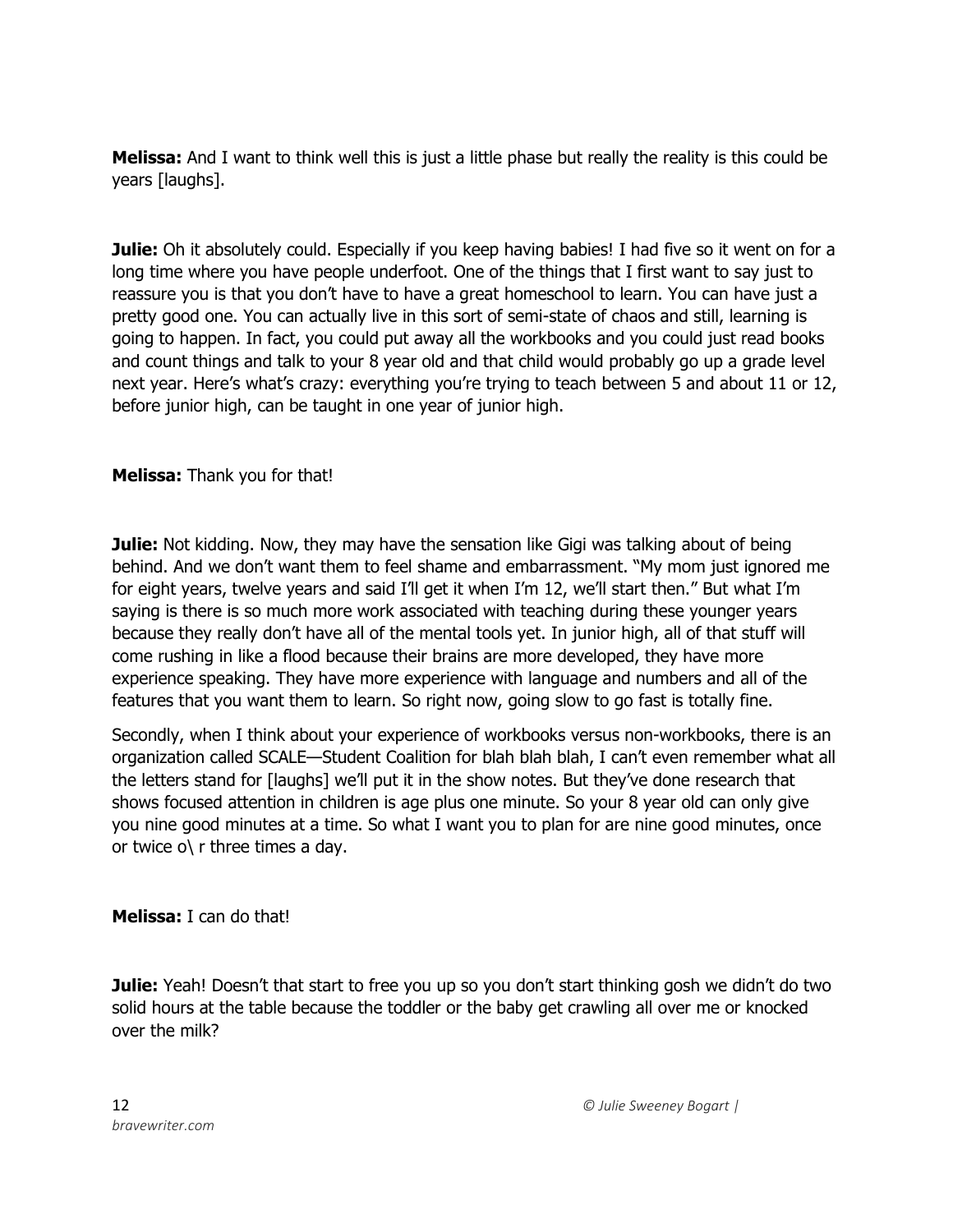**Melissa:** And I want to think well this is just a little phase but really the reality is this could be years [laughs].

**Julie:** Oh it absolutely could. Especially if you keep having babies! I had five so it went on for a long time where you have people underfoot. One of the things that I first want to say just to reassure you is that you don't have to have a great homeschool to learn. You can have just a pretty good one. You can actually live in this sort of semi-state of chaos and still, learning is going to happen. In fact, you could put away all the workbooks and you could just read books and count things and talk to your 8 year old and that child would probably go up a grade level next year. Here's what's crazy: everything you're trying to teach between 5 and about 11 or 12, before junior high, can be taught in one year of junior high.

**Melissa:** Thank you for that!

**Julie:** Not kidding. Now, they may have the sensation like Gigi was talking about of being behind. And we don't want them to feel shame and embarrassment. "My mom just ignored me for eight years, twelve years and said I'll get it when I'm 12, we'll start then." But what I'm saying is there is so much more work associated with teaching during these younger years because they really don't have all of the mental tools yet. In junior high, all of that stuff will come rushing in like a flood because their brains are more developed, they have more experience speaking. They have more experience with language and numbers and all of the features that you want them to learn. So right now, going slow to go fast is totally fine.

Secondly, when I think about your experience of workbooks versus non-workbooks, there is an organization called SCALE—Student Coalition for blah blah blah, I can't even remember what all the letters stand for [laughs] we'll put it in the show notes. But they've done research that shows focused attention in children is age plus one minute. So your 8 year old can only give you nine good minutes at a time. So what I want you to plan for are nine good minutes, once or twice o\ r three times a day.

**Melissa:** I can do that!

**Julie:** Yeah! Doesn't that start to free you up so you don't start thinking gosh we didn't do two solid hours at the table because the toddler or the baby get crawling all over me or knocked over the milk?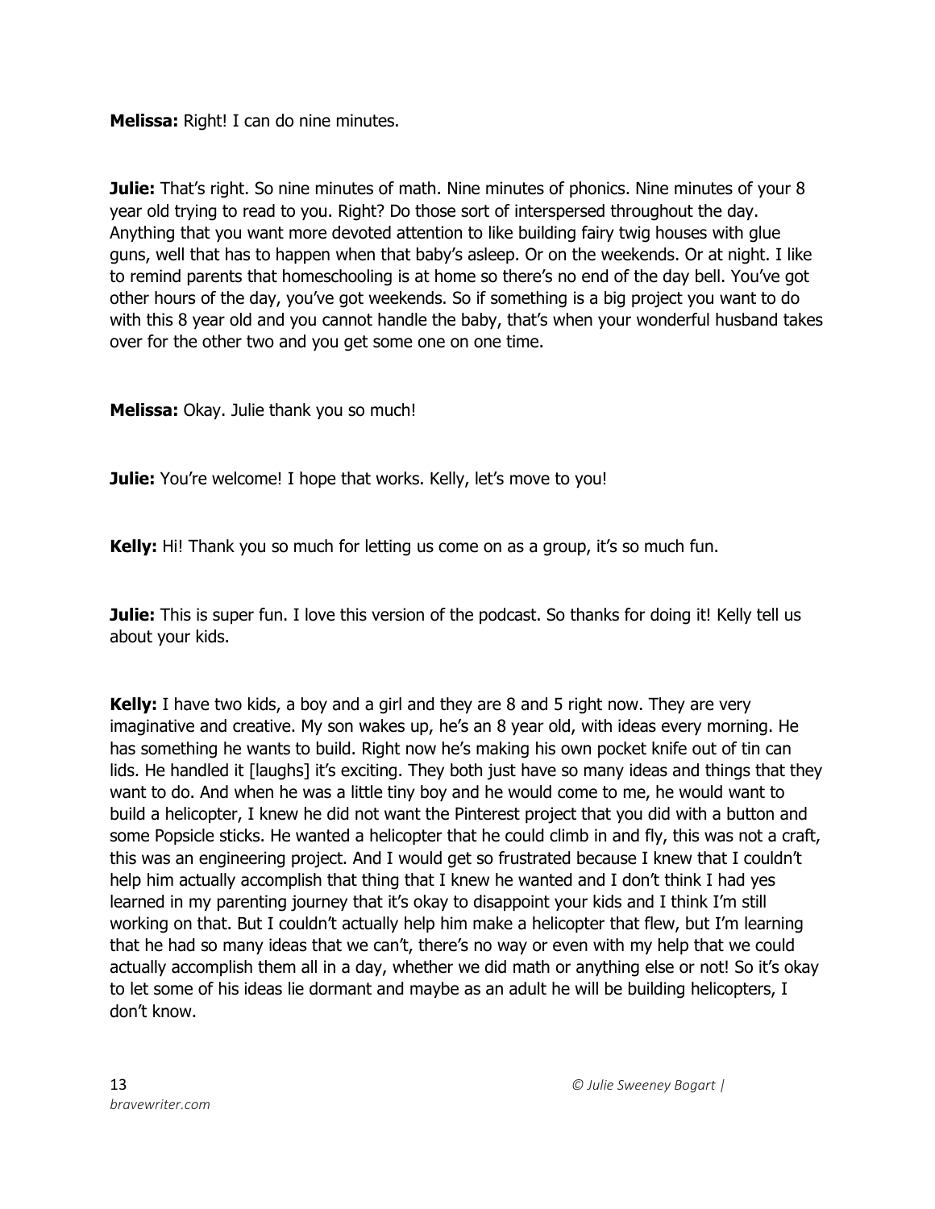**Melissa:** Right! I can do nine minutes.

**Julie:** That's right. So nine minutes of math. Nine minutes of phonics. Nine minutes of your 8 year old trying to read to you. Right? Do those sort of interspersed throughout the day. Anything that you want more devoted attention to like building fairy twig houses with glue guns, well that has to happen when that baby's asleep. Or on the weekends. Or at night. I like to remind parents that homeschooling is at home so there's no end of the day bell. You've got other hours of the day, you've got weekends. So if something is a big project you want to do with this 8 year old and you cannot handle the baby, that's when your wonderful husband takes over for the other two and you get some one on one time.

**Melissa:** Okay. Julie thank you so much!

**Julie:** You're welcome! I hope that works. Kelly, let's move to you!

**Kelly:** Hi! Thank you so much for letting us come on as a group, it's so much fun.

**Julie:** This is super fun. I love this version of the podcast. So thanks for doing it! Kelly tell us about your kids.

**Kelly:** I have two kids, a boy and a girl and they are 8 and 5 right now. They are very imaginative and creative. My son wakes up, he's an 8 year old, with ideas every morning. He has something he wants to build. Right now he's making his own pocket knife out of tin can lids. He handled it [laughs] it's exciting. They both just have so many ideas and things that they want to do. And when he was a little tiny boy and he would come to me, he would want to build a helicopter, I knew he did not want the Pinterest project that you did with a button and some Popsicle sticks. He wanted a helicopter that he could climb in and fly, this was not a craft, this was an engineering project. And I would get so frustrated because I knew that I couldn't help him actually accomplish that thing that I knew he wanted and I don't think I had yes learned in my parenting journey that it's okay to disappoint your kids and I think I'm still working on that. But I couldn't actually help him make a helicopter that flew, but I'm learning that he had so many ideas that we can't, there's no way or even with my help that we could actually accomplish them all in a day, whether we did math or anything else or not! So it's okay to let some of his ideas lie dormant and maybe as an adult he will be building helicopters, I don't know.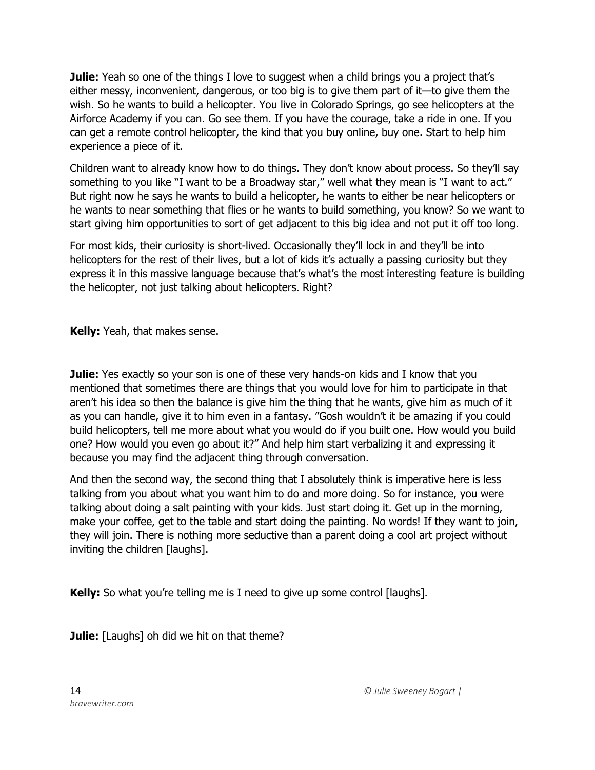**Julie:** Yeah so one of the things I love to suggest when a child brings you a project that's either messy, inconvenient, dangerous, or too big is to give them part of it—to give them the wish. So he wants to build a helicopter. You live in Colorado Springs, go see helicopters at the Airforce Academy if you can. Go see them. If you have the courage, take a ride in one. If you can get a remote control helicopter, the kind that you buy online, buy one. Start to help him experience a piece of it.

Children want to already know how to do things. They don't know about process. So they'll say something to you like "I want to be a Broadway star," well what they mean is "I want to act." But right now he says he wants to build a helicopter, he wants to either be near helicopters or he wants to near something that flies or he wants to build something, you know? So we want to start giving him opportunities to sort of get adjacent to this big idea and not put it off too long.

For most kids, their curiosity is short-lived. Occasionally they'll lock in and they'll be into helicopters for the rest of their lives, but a lot of kids it's actually a passing curiosity but they express it in this massive language because that's what's the most interesting feature is building the helicopter, not just talking about helicopters. Right?

**Kelly:** Yeah, that makes sense.

**Julie:** Yes exactly so your son is one of these very hands-on kids and I know that you mentioned that sometimes there are things that you would love for him to participate in that aren't his idea so then the balance is give him the thing that he wants, give him as much of it as you can handle, give it to him even in a fantasy. "Gosh wouldn't it be amazing if you could build helicopters, tell me more about what you would do if you built one. How would you build one? How would you even go about it?" And help him start verbalizing it and expressing it because you may find the adjacent thing through conversation.

And then the second way, the second thing that I absolutely think is imperative here is less talking from you about what you want him to do and more doing. So for instance, you were talking about doing a salt painting with your kids. Just start doing it. Get up in the morning, make your coffee, get to the table and start doing the painting. No words! If they want to join, they will join. There is nothing more seductive than a parent doing a cool art project without inviting the children [laughs].

**Kelly:** So what you're telling me is I need to give up some control [laughs].

**Julie:** [Laughs] oh did we hit on that theme?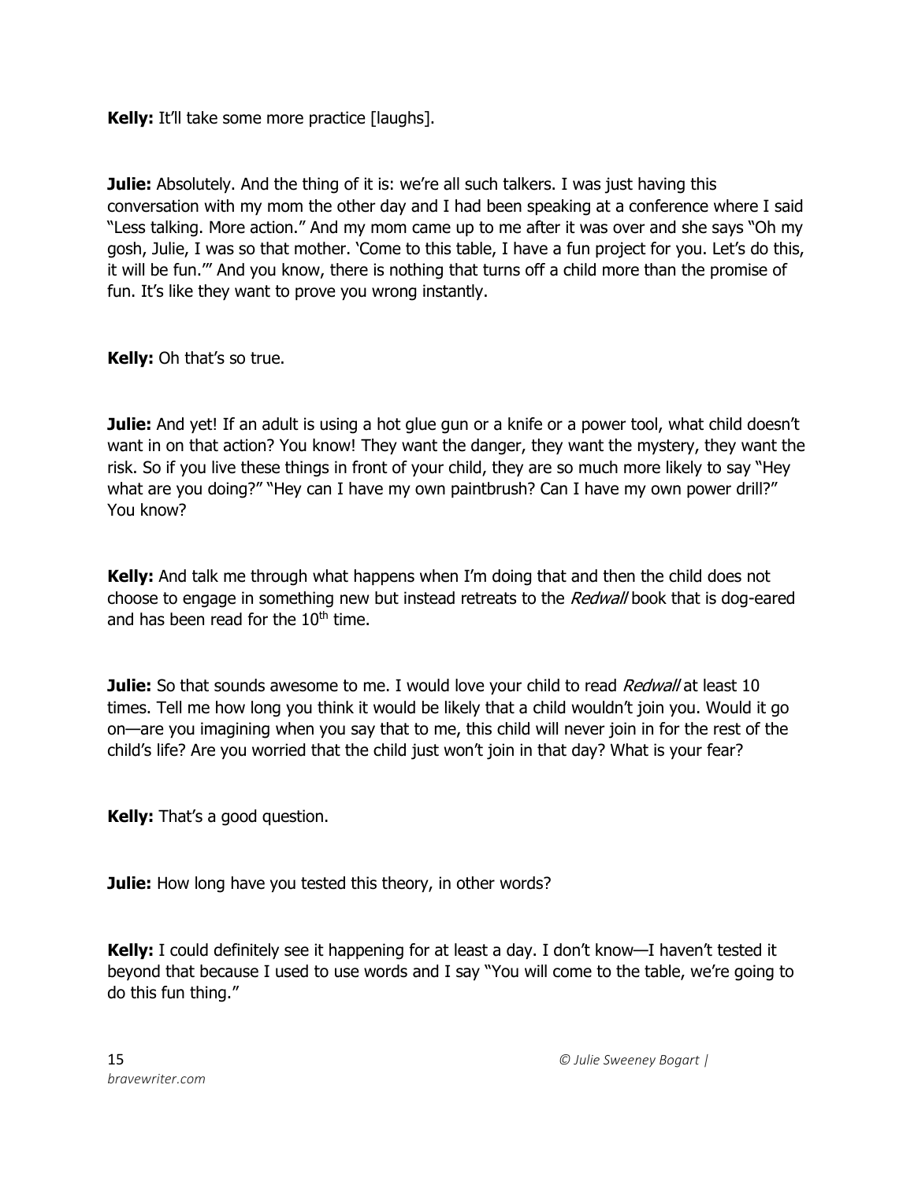**Kelly:** It'll take some more practice [laughs].

**Julie:** Absolutely. And the thing of it is: we're all such talkers. I was just having this conversation with my mom the other day and I had been speaking at a conference where I said "Less talking. More action." And my mom came up to me after it was over and she says "Oh my gosh, Julie, I was so that mother. 'Come to this table, I have a fun project for you. Let's do this, it will be fun.'" And you know, there is nothing that turns off a child more than the promise of fun. It's like they want to prove you wrong instantly.

**Kelly:** Oh that's so true.

**Julie:** And yet! If an adult is using a hot glue gun or a knife or a power tool, what child doesn't want in on that action? You know! They want the danger, they want the mystery, they want the risk. So if you live these things in front of your child, they are so much more likely to say "Hey what are you doing?" "Hey can I have my own paintbrush? Can I have my own power drill?" You know?

**Kelly:** And talk me through what happens when I'm doing that and then the child does not choose to engage in something new but instead retreats to the *Redwall* book that is dog-eared and has been read for the 10th time.

**Julie:** So that sounds awesome to me. I would love your child to read *Redwall* at least 10 times. Tell me how long you think it would be likely that a child wouldn't join you. Would it go on—are you imagining when you say that to me, this child will never join in for the rest of the child's life? Are you worried that the child just won't join in that day? What is your fear?

**Kelly:** That's a good question.

**Julie:** How long have you tested this theory, in other words?

**Kelly:** I could definitely see it happening for at least a day. I don't know—I haven't tested it beyond that because I used to use words and I say "You will come to the table, we're going to do this fun thing."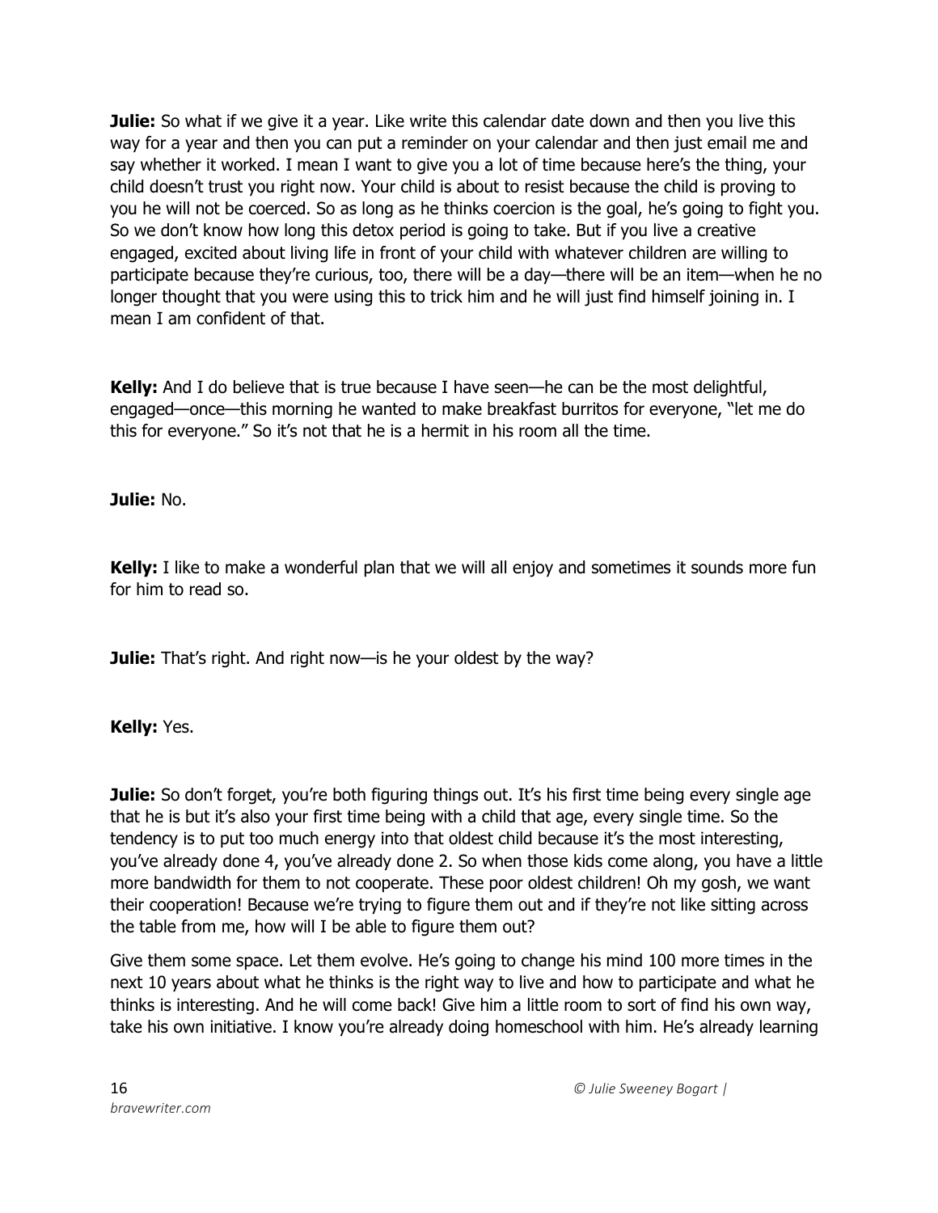**Julie:** So what if we give it a year. Like write this calendar date down and then you live this way for a year and then you can put a reminder on your calendar and then just email me and say whether it worked. I mean I want to give you a lot of time because here's the thing, your child doesn't trust you right now. Your child is about to resist because the child is proving to you he will not be coerced. So as long as he thinks coercion is the goal, he's going to fight you. So we don't know how long this detox period is going to take. But if you live a creative engaged, excited about living life in front of your child with whatever children are willing to participate because they're curious, too, there will be a day—there will be an item—when he no longer thought that you were using this to trick him and he will just find himself joining in. I mean I am confident of that.

**Kelly:** And I do believe that is true because I have seen—he can be the most delightful, engaged—once—this morning he wanted to make breakfast burritos for everyone, "let me do this for everyone." So it's not that he is a hermit in his room all the time.

**Julie:** No.

**Kelly:** I like to make a wonderful plan that we will all enjoy and sometimes it sounds more fun for him to read so.

**Julie:** That's right. And right now—is he your oldest by the way?

**Kelly:** Yes.

**Julie:** So don't forget, you're both figuring things out. It's his first time being every single age that he is but it's also your first time being with a child that age, every single time. So the tendency is to put too much energy into that oldest child because it's the most interesting, you've already done 4, you've already done 2. So when those kids come along, you have a little more bandwidth for them to not cooperate. These poor oldest children! Oh my gosh, we want their cooperation! Because we're trying to figure them out and if they're not like sitting across the table from me, how will I be able to figure them out?

Give them some space. Let them evolve. He's going to change his mind 100 more times in the next 10 years about what he thinks is the right way to live and how to participate and what he thinks is interesting. And he will come back! Give him a little room to sort of find his own way, take his own initiative. I know you're already doing homeschool with him. He's already learning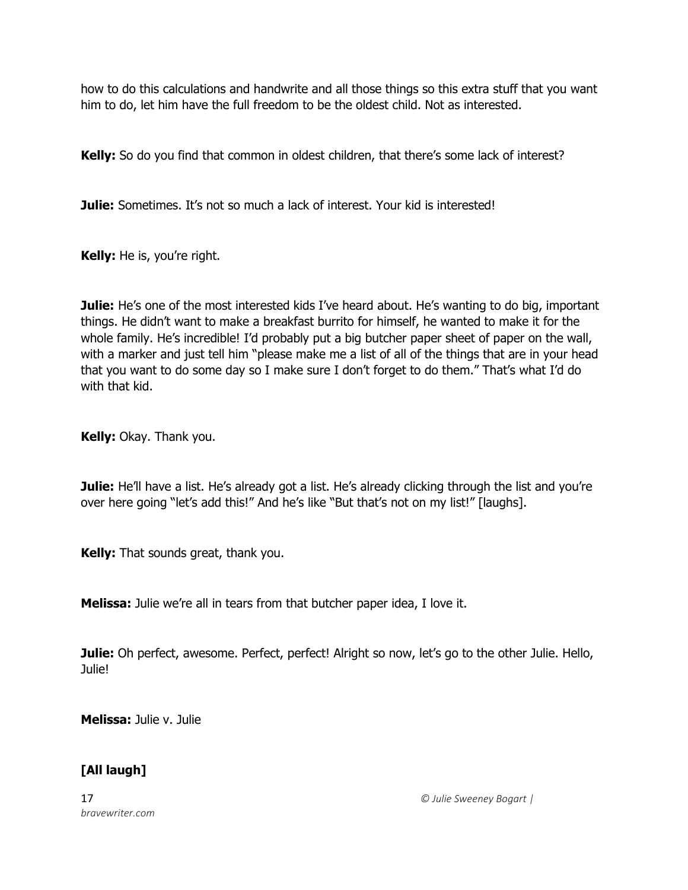how to do this calculations and handwrite and all those things so this extra stuff that you want him to do, let him have the full freedom to be the oldest child. Not as interested.

**Kelly:** So do you find that common in oldest children, that there's some lack of interest?

**Julie:** Sometimes. It's not so much a lack of interest. Your kid is interested!

**Kelly:** He is, you're right.

**Julie:** He's one of the most interested kids I've heard about. He's wanting to do big, important things. He didn't want to make a breakfast burrito for himself, he wanted to make it for the whole family. He's incredible! I'd probably put a big butcher paper sheet of paper on the wall, with a marker and just tell him "please make me a list of all of the things that are in your head that you want to do some day so I make sure I don't forget to do them." That's what I'd do with that kid.

**Kelly:** Okay. Thank you.

**Julie:** He'll have a list. He's already got a list. He's already clicking through the list and you're over here going "let's add this!" And he's like "But that's not on my list!" [laughs].

**Kelly:** That sounds great, thank you.

**Melissa:** Julie we're all in tears from that butcher paper idea, I love it.

**Julie:** Oh perfect, awesome. Perfect, perfect! Alright so now, let's go to the other Julie. Hello, Julie!

**Melissa:** Julie v. Julie

**[All laugh]**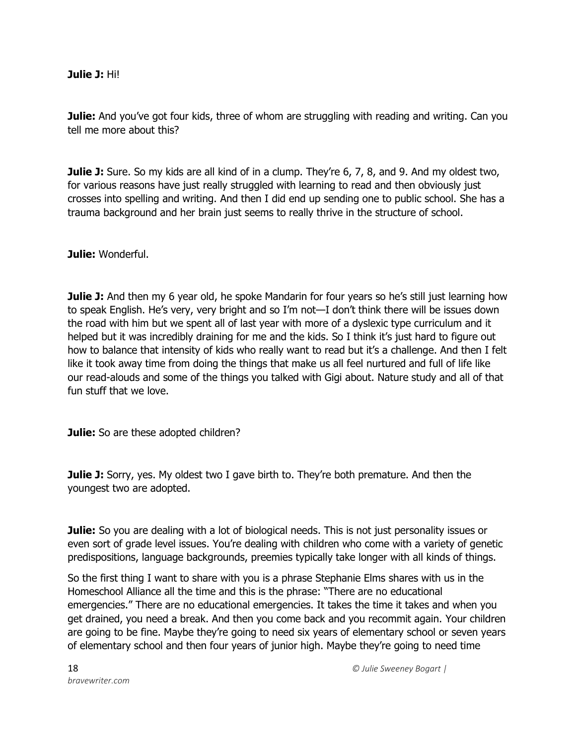**Julie J:** Hi!

**Julie:** And you've got four kids, three of whom are struggling with reading and writing. Can you tell me more about this?

**Julie J:** Sure. So my kids are all kind of in a clump. They're 6, 7, 8, and 9. And my oldest two, for various reasons have just really struggled with learning to read and then obviously just crosses into spelling and writing. And then I did end up sending one to public school. She has a trauma background and her brain just seems to really thrive in the structure of school.

**Julie:** Wonderful.

**Julie J:** And then my 6 year old, he spoke Mandarin for four years so he's still just learning how to speak English. He's very, very bright and so I'm not—I don't think there will be issues down the road with him but we spent all of last year with more of a dyslexic type curriculum and it helped but it was incredibly draining for me and the kids. So I think it's just hard to figure out how to balance that intensity of kids who really want to read but it's a challenge. And then I felt like it took away time from doing the things that make us all feel nurtured and full of life like our read-alouds and some of the things you talked with Gigi about. Nature study and all of that fun stuff that we love.

**Julie:** So are these adopted children?

**Julie J:** Sorry, yes. My oldest two I gave birth to. They're both premature. And then the youngest two are adopted.

**Julie:** So you are dealing with a lot of biological needs. This is not just personality issues or even sort of grade level issues. You're dealing with children who come with a variety of genetic predispositions, language backgrounds, preemies typically take longer with all kinds of things.

So the first thing I want to share with you is a phrase Stephanie Elms shares with us in the Homeschool Alliance all the time and this is the phrase: "There are no educational emergencies." There are no educational emergencies. It takes the time it takes and when you get drained, you need a break. And then you come back and you recommit again. Your children are going to be fine. Maybe they're going to need six years of elementary school or seven years of elementary school and then four years of junior high. Maybe they're going to need time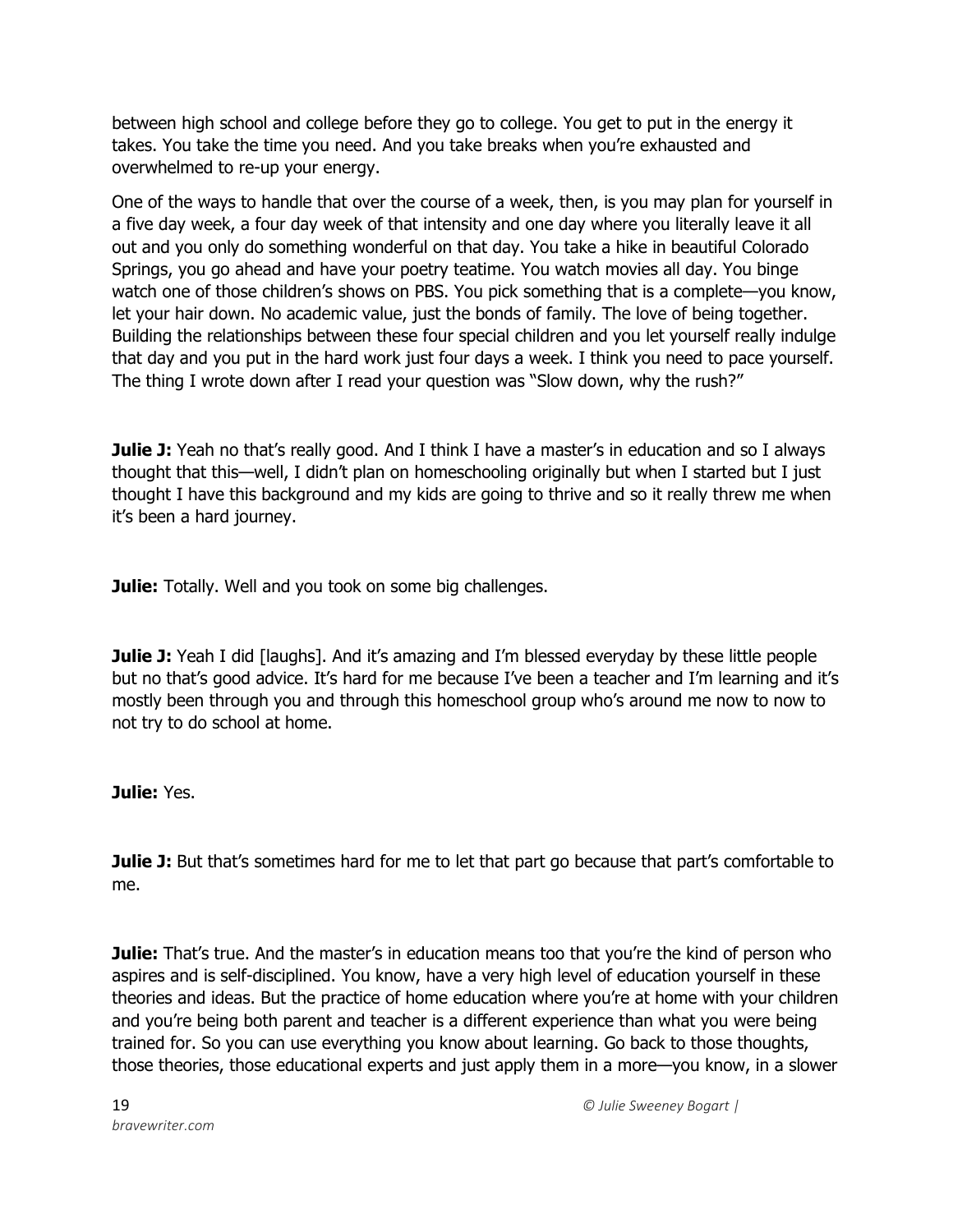between high school and college before they go to college. You get to put in the energy it takes. You take the time you need. And you take breaks when you're exhausted and overwhelmed to re-up your energy.

One of the ways to handle that over the course of a week, then, is you may plan for yourself in a five day week, a four day week of that intensity and one day where you literally leave it all out and you only do something wonderful on that day. You take a hike in beautiful Colorado Springs, you go ahead and have your poetry teatime. You watch movies all day. You binge watch one of those children's shows on PBS. You pick something that is a complete—you know, let your hair down. No academic value, just the bonds of family. The love of being together. Building the relationships between these four special children and you let yourself really indulge that day and you put in the hard work just four days a week. I think you need to pace yourself. The thing I wrote down after I read your question was "Slow down, why the rush?"

**Julie J:** Yeah no that's really good. And I think I have a master's in education and so I always thought that this—well, I didn't plan on homeschooling originally but when I started but I just thought I have this background and my kids are going to thrive and so it really threw me when it's been a hard journey.

**Julie:** Totally. Well and you took on some big challenges.

**Julie J:** Yeah I did [laughs]. And it's amazing and I'm blessed everyday by these little people but no that's good advice. It's hard for me because I've been a teacher and I'm learning and it's mostly been through you and through this homeschool group who's around me now to now to not try to do school at home.

**Julie:** Yes.

**Julie J:** But that's sometimes hard for me to let that part go because that part's comfortable to me.

**Julie:** That's true. And the master's in education means too that you're the kind of person who aspires and is self-disciplined. You know, have a very high level of education yourself in these theories and ideas. But the practice of home education where you're at home with your children and you're being both parent and teacher is a different experience than what you were being trained for. So you can use everything you know about learning. Go back to those thoughts, those theories, those educational experts and just apply them in a more—you know, in a slower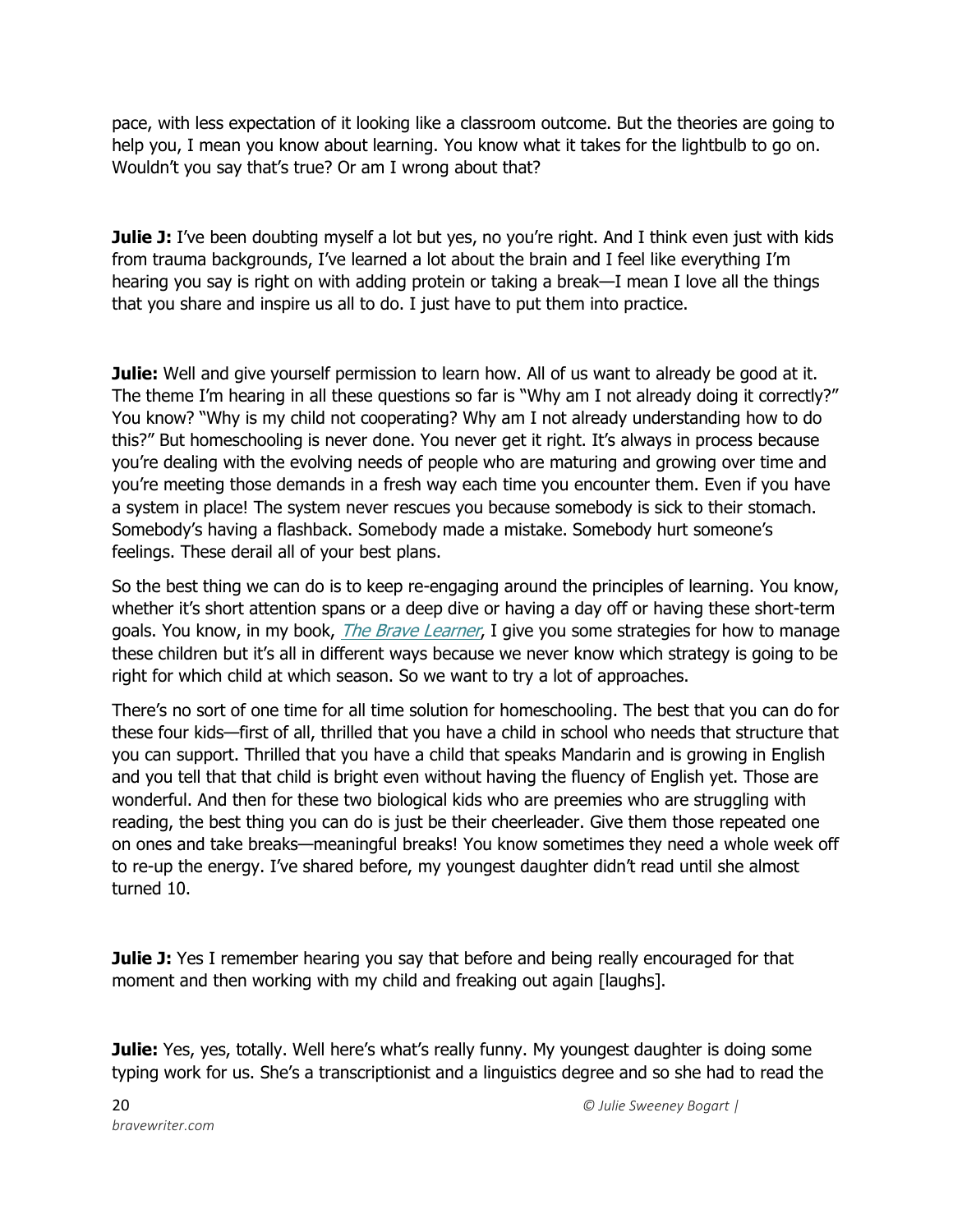pace, with less expectation of it looking like a classroom outcome. But the theories are going to help you, I mean you know about learning. You know what it takes for the lightbulb to go on. Wouldn't you say that's true? Or am I wrong about that?

**Julie J:** I've been doubting myself a lot but yes, no you're right. And I think even just with kids from trauma backgrounds, I've learned a lot about the brain and I feel like everything I'm hearing you say is right on with adding protein or taking a break—I mean I love all the things that you share and inspire us all to do. I just have to put them into practice.

**Julie:** Well and give yourself permission to learn how. All of us want to already be good at it. The theme I'm hearing in all these questions so far is "Why am I not already doing it correctly?" You know? "Why is my child not cooperating? Why am I not already understanding how to do this?" But homeschooling is never done. You never get it right. It's always in process because you're dealing with the evolving needs of people who are maturing and growing over time and you're meeting those demands in a fresh way each time you encounter them. Even if you have a system in place! The system never rescues you because somebody is sick to their stomach. Somebody's having a flashback. Somebody made a mistake. Somebody hurt someone's feelings. These derail all of your best plans.

So the best thing we can do is to keep re-engaging around the principles of learning. You know, whether it's short attention spans or a deep dive or having a day off or having these short-term goals. You know, in my book, *The Brave Learner*, I give you some strategies for how to manage these children but it's all in different ways because we never know which strategy is going to be right for which child at which season. So we want to try a lot of approaches.

There's no sort of one time for all time solution for homeschooling. The best that you can do for these four kids—first of all, thrilled that you have a child in school who needs that structure that you can support. Thrilled that you have a child that speaks Mandarin and is growing in English and you tell that that child is bright even without having the fluency of English yet. Those are wonderful. And then for these two biological kids who are preemies who are struggling with reading, the best thing you can do is just be their cheerleader. Give them those repeated one on ones and take breaks—meaningful breaks! You know sometimes they need a whole week off to re-up the energy. I've shared before, my youngest daughter didn't read until she almost turned 10.

**Julie J:** Yes I remember hearing you say that before and being really encouraged for that moment and then working with my child and freaking out again [laughs].

**Julie:** Yes, yes, totally. Well here's what's really funny. My youngest daughter is doing some typing work for us. She's a transcriptionist and a linguistics degree and so she had to read the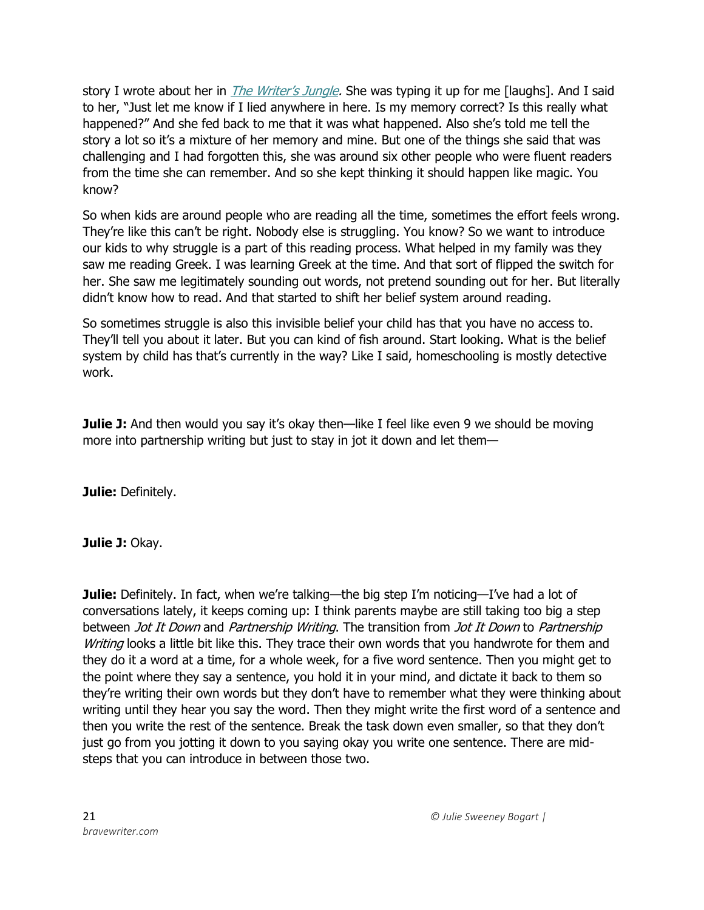story I wrote about her in *The Writer's Jungle.* She was typing it up for me [laughs]. And I said to her, "Just let me know if I lied anywhere in here. Is my memory correct? Is this really what happened?" And she fed back to me that it was what happened. Also she's told me tell the story a lot so it's a mixture of her memory and mine. But one of the things she said that was challenging and I had forgotten this, she was around six other people who were fluent readers from the time she can remember. And so she kept thinking it should happen like magic. You know?

So when kids are around people who are reading all the time, sometimes the effort feels wrong. They're like this can't be right. Nobody else is struggling. You know? So we want to introduce our kids to why struggle is a part of this reading process. What helped in my family was they saw me reading Greek. I was learning Greek at the time. And that sort of flipped the switch for her. She saw me legitimately sounding out words, not pretend sounding out for her. But literally didn't know how to read. And that started to shift her belief system around reading.

So sometimes struggle is also this invisible belief your child has that you have no access to. They'll tell you about it later. But you can kind of fish around. Start looking. What is the belief system by child has that's currently in the way? Like I said, homeschooling is mostly detective work.

**Julie J:** And then would you say it's okay then—like I feel like even 9 we should be moving more into partnership writing but just to stay in jot it down and let them—

**Julie:** Definitely.

**Julie J:** Okay.

**Julie:** Definitely. In fact, when we're talking—the big step I'm noticing—I've had a lot of conversations lately, it keeps coming up: I think parents maybe are still taking too big a step between *Jot It Down* and *Partnership Writing*. The transition from *Jot It Down* to *Partnership Writing* looks a little bit like this. They trace their own words that you handwrote for them and they do it a word at a time, for a whole week, for a five word sentence. Then you might get to the point where they say a sentence, you hold it in your mind, and dictate it back to them so they're writing their own words but they don't have to remember what they were thinking about writing until they hear you say the word. Then they might write the first word of a sentence and then you write the rest of the sentence. Break the task down even smaller, so that they don't just go from you jotting it down to you saying okay you write one sentence. There are mid-steps that you can introduce in between those two.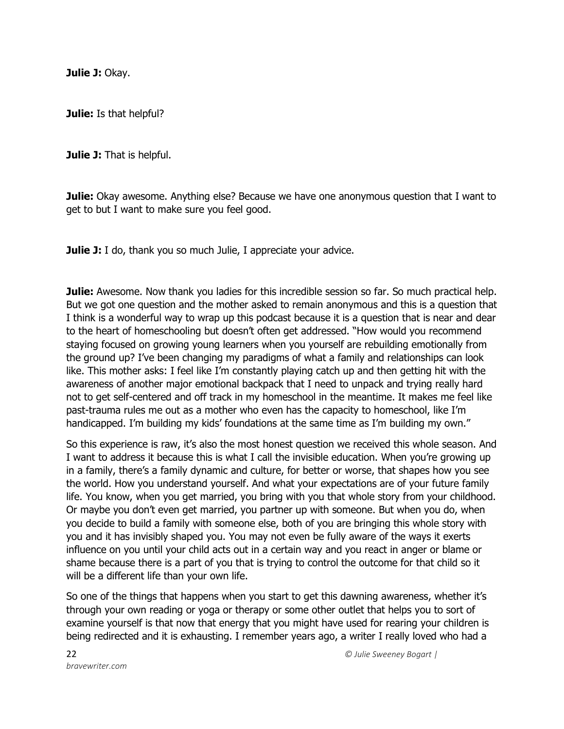**Julie J:** Okay.

**Julie:** Is that helpful?

**Julie J:** That is helpful.

**Julie:** Okay awesome. Anything else? Because we have one anonymous question that I want to get to but I want to make sure you feel good.

**Julie J:** I do, thank you so much Julie, I appreciate your advice.

**Julie:** Awesome. Now thank you ladies for this incredible session so far. So much practical help. But we got one question and the mother asked to remain anonymous and this is a question that I think is a wonderful way to wrap up this podcast because it is a question that is near and dear to the heart of homeschooling but doesn't often get addressed. "How would you recommend staying focused on growing young learners when you yourself are rebuilding emotionally from the ground up? I've been changing my paradigms of what a family and relationships can look like. This mother asks: I feel like I'm constantly playing catch up and then getting hit with the awareness of another major emotional backpack that I need to unpack and trying really hard not to get self-centered and off track in my homeschool in the meantime. It makes me feel like past-trauma rules me out as a mother who even has the capacity to homeschool, like I'm handicapped. I'm building my kids' foundations at the same time as I'm building my own."

So this experience is raw, it's also the most honest question we received this whole season. And I want to address it because this is what I call the invisible education. When you're growing up in a family, there's a family dynamic and culture, for better or worse, that shapes how you see the world. How you understand yourself. And what your expectations are of your future family life. You know, when you get married, you bring with you that whole story from your childhood. Or maybe you don't even get married, you partner up with someone. But when you do, when you decide to build a family with someone else, both of you are bringing this whole story with you and it has invisibly shaped you. You may not even be fully aware of the ways it exerts influence on you until your child acts out in a certain way and you react in anger or blame or shame because there is a part of you that is trying to control the outcome for that child so it will be a different life than your own life.

So one of the things that happens when you start to get this dawning awareness, whether it's through your own reading or yoga or therapy or some other outlet that helps you to sort of examine yourself is that now that energy that you might have used for rearing your children is being redirected and it is exhausting. I remember years ago, a writer I really loved who had a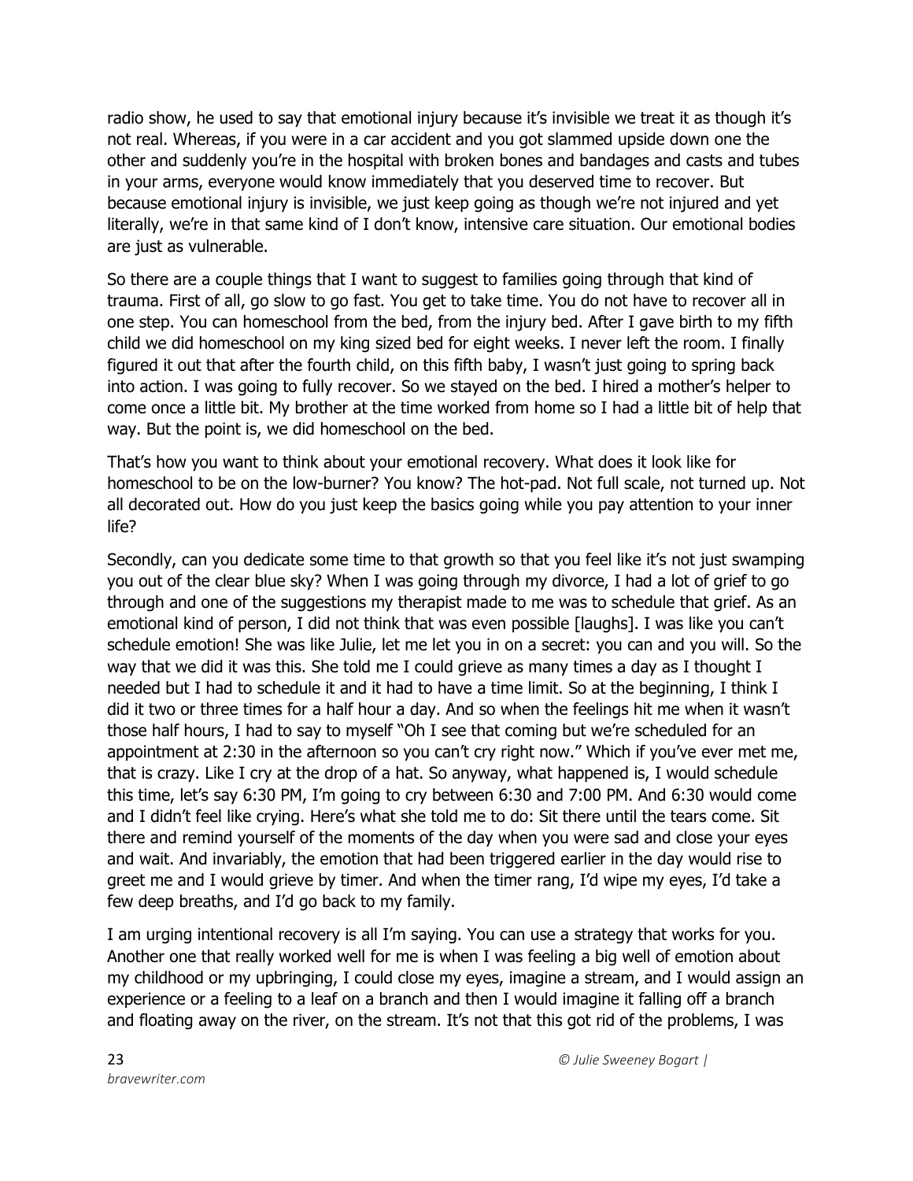radio show, he used to say that emotional injury because it's invisible we treat it as though it's not real. Whereas, if you were in a car accident and you got slammed upside down one the other and suddenly you're in the hospital with broken bones and bandages and casts and tubes in your arms, everyone would know immediately that you deserved time to recover. But because emotional injury is invisible, we just keep going as though we're not injured and yet literally, we're in that same kind of I don't know, intensive care situation. Our emotional bodies are just as vulnerable.

So there are a couple things that I want to suggest to families going through that kind of trauma. First of all, go slow to go fast. You get to take time. You do not have to recover all in one step. You can homeschool from the bed, from the injury bed. After I gave birth to my fifth child we did homeschool on my king sized bed for eight weeks. I never left the room. I finally figured it out that after the fourth child, on this fifth baby, I wasn't just going to spring back into action. I was going to fully recover. So we stayed on the bed. I hired a mother's helper to come once a little bit. My brother at the time worked from home so I had a little bit of help that way. But the point is, we did homeschool on the bed.

That's how you want to think about your emotional recovery. What does it look like for homeschool to be on the low-burner? You know? The hot-pad. Not full scale, not turned up. Not all decorated out. How do you just keep the basics going while you pay attention to your inner life?

Secondly, can you dedicate some time to that growth so that you feel like it's not just swamping you out of the clear blue sky? When I was going through my divorce, I had a lot of grief to go through and one of the suggestions my therapist made to me was to schedule that grief. As an emotional kind of person, I did not think that was even possible [laughs]. I was like you can't schedule emotion! She was like Julie, let me let you in on a secret: you can and you will. So the way that we did it was this. She told me I could grieve as many times a day as I thought I needed but I had to schedule it and it had to have a time limit. So at the beginning, I think I did it two or three times for a half hour a day. And so when the feelings hit me when it wasn't those half hours, I had to say to myself "Oh I see that coming but we're scheduled for an appointment at 2:30 in the afternoon so you can't cry right now." Which if you've ever met me, that is crazy. Like I cry at the drop of a hat. So anyway, what happened is, I would schedule this time, let's say 6:30 PM, I'm going to cry between 6:30 and 7:00 PM. And 6:30 would come and I didn't feel like crying. Here's what she told me to do: Sit there until the tears come. Sit there and remind yourself of the moments of the day when you were sad and close your eyes and wait. And invariably, the emotion that had been triggered earlier in the day would rise to greet me and I would grieve by timer. And when the timer rang, I'd wipe my eyes, I'd take a few deep breaths, and I'd go back to my family.

I am urging intentional recovery is all I'm saying. You can use a strategy that works for you. Another one that really worked well for me is when I was feeling a big well of emotion about my childhood or my upbringing, I could close my eyes, imagine a stream, and I would assign an experience or a feeling to a leaf on a branch and then I would imagine it falling off a branch and floating away on the river, on the stream. It's not that this got rid of the problems, I was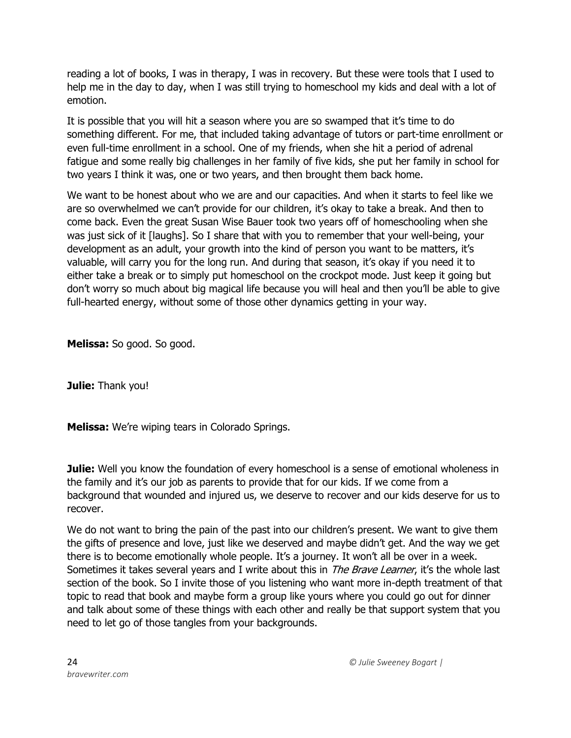reading a lot of books, I was in therapy, I was in recovery. But these were tools that I used to help me in the day to day, when I was still trying to homeschool my kids and deal with a lot of emotion.

It is possible that you will hit a season where you are so swamped that it's time to do something different. For me, that included taking advantage of tutors or part-time enrollment or even full-time enrollment in a school. One of my friends, when she hit a period of adrenal fatigue and some really big challenges in her family of five kids, she put her family in school for two years I think it was, one or two years, and then brought them back home.

We want to be honest about who we are and our capacities. And when it starts to feel like we are so overwhelmed we can't provide for our children, it's okay to take a break. And then to come back. Even the great Susan Wise Bauer took two years off of homeschooling when she was just sick of it [laughs]. So I share that with you to remember that your well-being, your development as an adult, your growth into the kind of person you want to be matters, it's valuable, will carry you for the long run. And during that season, it's okay if you need it to either take a break or to simply put homeschool on the crockpot mode. Just keep it going but don't worry so much about big magical life because you will heal and then you'll be able to give full-hearted energy, without some of those other dynamics getting in your way.

**Melissa:** So good. So good.

**Julie:** Thank you!

**Melissa:** We're wiping tears in Colorado Springs.

**Julie:** Well you know the foundation of every homeschool is a sense of emotional wholeness in the family and it's our job as parents to provide that for our kids. If we come from a background that wounded and injured us, we deserve to recover and our kids deserve for us to recover.

We do not want to bring the pain of the past into our children's present. We want to give them the gifts of presence and love, just like we deserved and maybe didn't get. And the way we get there is to become emotionally whole people. It's a journey. It won't all be over in a week. Sometimes it takes several years and I write about this in *The Brave Learner*, it's the whole last section of the book. So I invite those of you listening who want more in-depth treatment of that topic to read that book and maybe form a group like yours where you could go out for dinner and talk about some of these things with each other and really be that support system that you need to let go of those tangles from your backgrounds.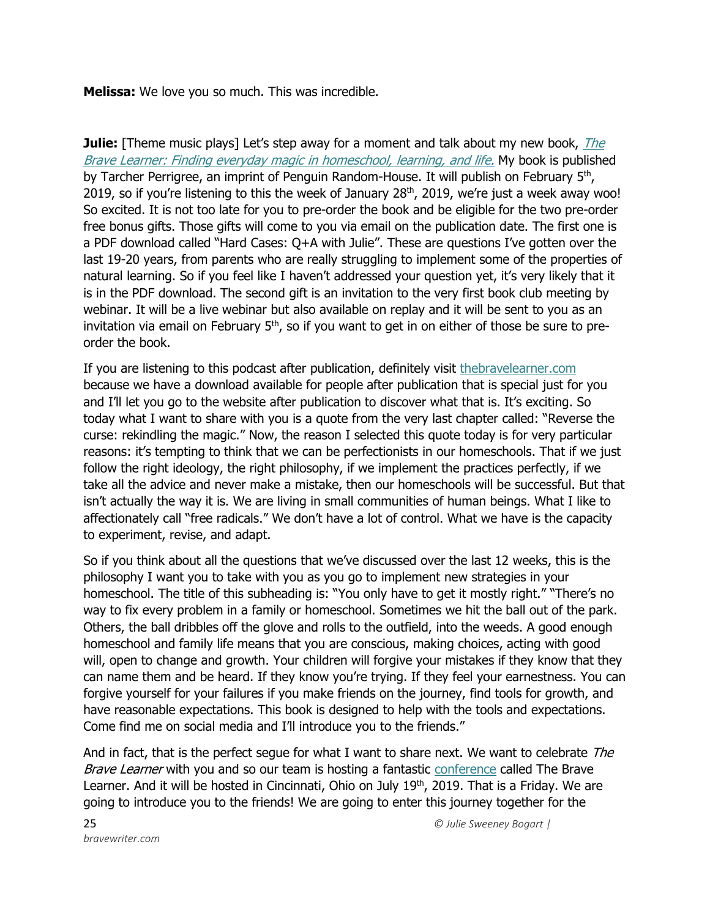**Melissa:** We love you so much. This was incredible.

**Julie:** [Theme music plays] Let's step away for a moment and talk about my new book, [*The Brave Learner: Finding everyday magic in homeschool, learning, and life.*]() My book is published by Tarcher Perrigree, an imprint of Penguin Random-House. It will publish on February 5th, 2019, so if you're listening to this the week of January 28th, 2019, we're just a week away woo! So excited. It is not too late for you to pre-order the book and be eligible for the two pre-order free bonus gifts. Those gifts will come to you via email on the publication date. The first one is a PDF download called "Hard Cases: Q+A with Julie". These are questions I've gotten over the last 19-20 years, from parents who are really struggling to implement some of the properties of natural learning. So if you feel like I haven't addressed your question yet, it's very likely that it is in the PDF download. The second gift is an invitation to the very first book club meeting by webinar. It will be a live webinar but also available on replay and it will be sent to you as an invitation via email on February 5th, so if you want to get in on either of those be sure to pre-order the book.

If you are listening to this podcast after publication, definitely visit [thebravelearner.com]() because we have a download available for people after publication that is special just for you and I'll let you go to the website after publication to discover what that is. It's exciting. So today what I want to share with you is a quote from the very last chapter called: "Reverse the curse: rekindling the magic." Now, the reason I selected this quote today is for very particular reasons: it's tempting to think that we can be perfectionists in our homeschools. That if we just follow the right ideology, the right philosophy, if we implement the practices perfectly, if we take all the advice and never make a mistake, then our homeschools will be successful. But that isn't actually the way it is. We are living in small communities of human beings. What I like to affectionately call "free radicals." We don't have a lot of control. What we have is the capacity to experiment, revise, and adapt.

So if you think about all the questions that we've discussed over the last 12 weeks, this is the philosophy I want you to take with you as you go to implement new strategies in your homeschool. The title of this subheading is: "You only have to get it mostly right." "There's no way to fix every problem in a family or homeschool. Sometimes we hit the ball out of the park. Others, the ball dribbles off the glove and rolls to the outfield, into the weeds. A good enough homeschool and family life means that you are conscious, making choices, acting with good will, open to change and growth. Your children will forgive your mistakes if they know that they can name them and be heard. If they know you're trying. If they feel your earnestness. You can forgive yourself for your failures if you make friends on the journey, find tools for growth, and have reasonable expectations. This book is designed to help with the tools and expectations. Come find me on social media and I'll introduce you to the friends."

And in fact, that is the perfect segue for what I want to share next. We want to celebrate *The Brave Learner* with you and so our team is hosting a fantastic [conference]() called The Brave Learner. And it will be hosted in Cincinnati, Ohio on July 19th, 2019. That is a Friday. We are going to introduce you to the friends! We are going to enter this journey together for the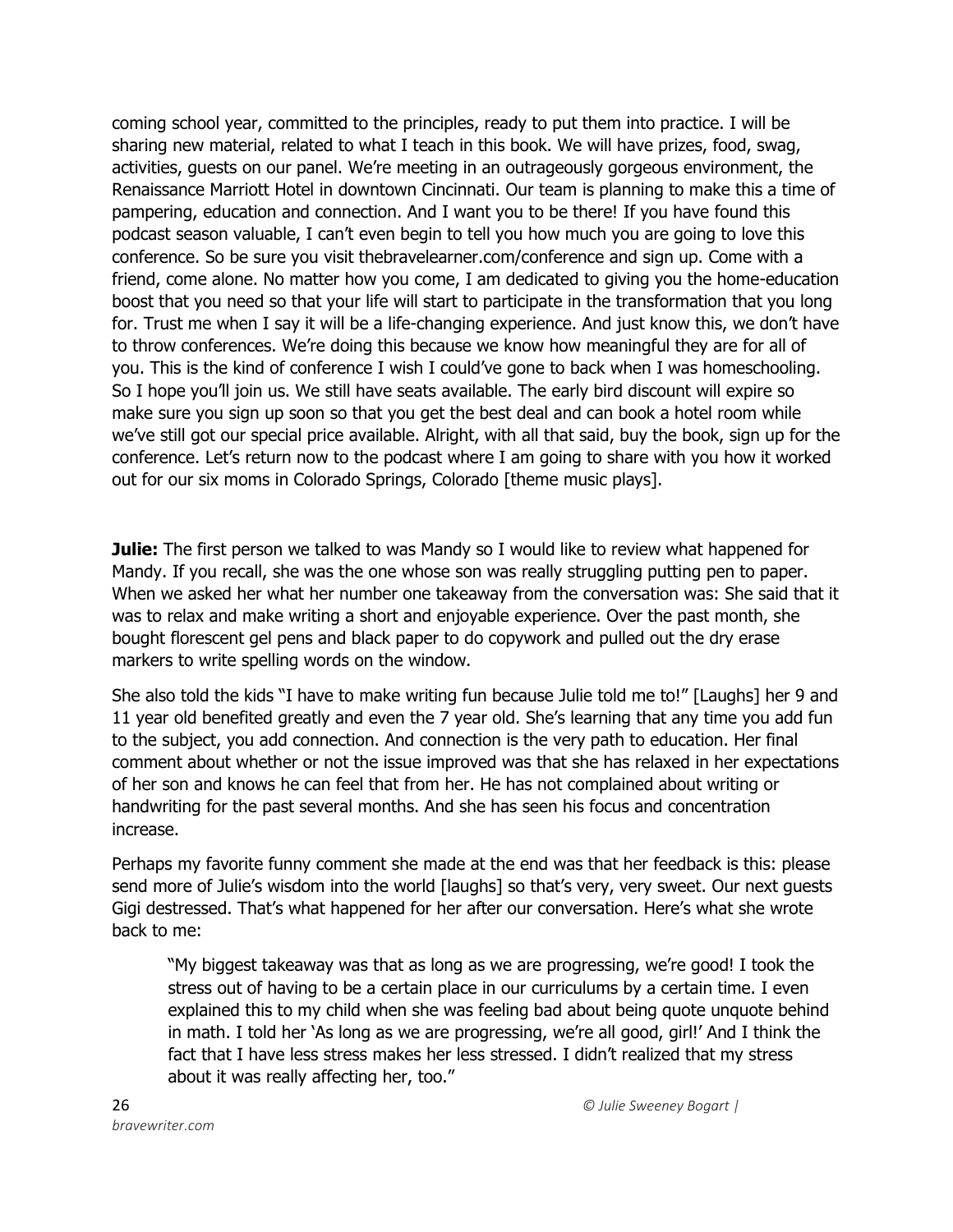coming school year, committed to the principles, ready to put them into practice. I will be sharing new material, related to what I teach in this book. We will have prizes, food, swag, activities, guests on our panel. We're meeting in an outrageously gorgeous environment, the Renaissance Marriott Hotel in downtown Cincinnati. Our team is planning to make this a time of pampering, education and connection. And I want you to be there! If you have found this podcast season valuable, I can't even begin to tell you how much you are going to love this conference. So be sure you visit thebravelearner.com/conference and sign up. Come with a friend, come alone. No matter how you come, I am dedicated to giving you the home-education boost that you need so that your life will start to participate in the transformation that you long for. Trust me when I say it will be a life-changing experience. And just know this, we don't have to throw conferences. We're doing this because we know how meaningful they are for all of you. This is the kind of conference I wish I could've gone to back when I was homeschooling. So I hope you'll join us. We still have seats available. The early bird discount will expire so make sure you sign up soon so that you get the best deal and can book a hotel room while we've still got our special price available. Alright, with all that said, buy the book, sign up for the conference. Let's return now to the podcast where I am going to share with you how it worked out for our six moms in Colorado Springs, Colorado [theme music plays].

**Julie:** The first person we talked to was Mandy so I would like to review what happened for Mandy. If you recall, she was the one whose son was really struggling putting pen to paper. When we asked her what her number one takeaway from the conversation was: She said that it was to relax and make writing a short and enjoyable experience. Over the past month, she bought florescent gel pens and black paper to do copywork and pulled out the dry erase markers to write spelling words on the window.

She also told the kids "I have to make writing fun because Julie told me to!" [Laughs] her 9 and 11 year old benefited greatly and even the 7 year old. She's learning that any time you add fun to the subject, you add connection. And connection is the very path to education. Her final comment about whether or not the issue improved was that she has relaxed in her expectations of her son and knows he can feel that from her. He has not complained about writing or handwriting for the past several months. And she has seen his focus and concentration increase.

Perhaps my favorite funny comment she made at the end was that her feedback is this: please send more of Julie's wisdom into the world [laughs] so that's very, very sweet. Our next guests Gigi destressed. That's what happened for her after our conversation. Here's what she wrote back to me:

> "My biggest takeaway was that as long as we are progressing, we're good! I took the stress out of having to be a certain place in our curriculums by a certain time. I even explained this to my child when she was feeling bad about being quote unquote behind in math. I told her 'As long as we are progressing, we're all good, girl!' And I think the fact that I have less stress makes her less stressed. I didn't realized that my stress about it was really affecting her, too."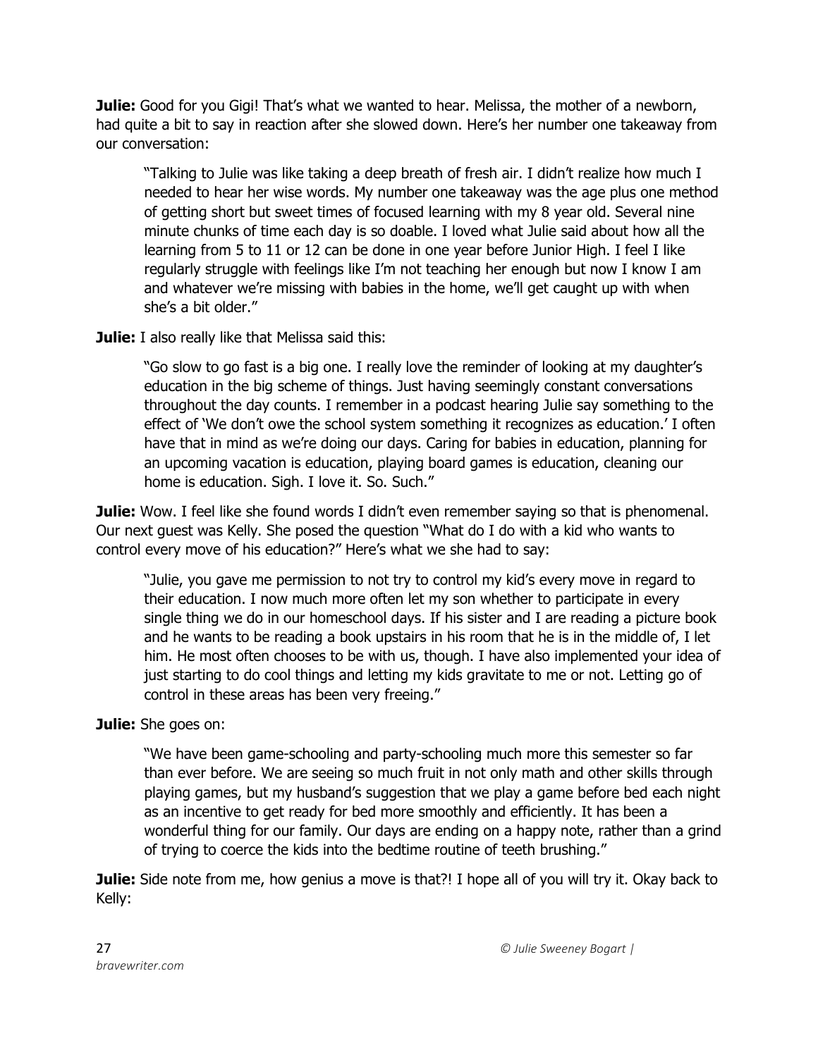**Julie:** Good for you Gigi! That's what we wanted to hear. Melissa, the mother of a newborn, had quite a bit to say in reaction after she slowed down. Here's her number one takeaway from our conversation:

> "Talking to Julie was like taking a deep breath of fresh air. I didn't realize how much I needed to hear her wise words. My number one takeaway was the age plus one method of getting short but sweet times of focused learning with my 8 year old. Several nine minute chunks of time each day is so doable. I loved what Julie said about how all the learning from 5 to 11 or 12 can be done in one year before Junior High. I feel I like regularly struggle with feelings like I'm not teaching her enough but now I know I am and whatever we're missing with babies in the home, we'll get caught up with when she's a bit older."

**Julie:** I also really like that Melissa said this:

> "Go slow to go fast is a big one. I really love the reminder of looking at my daughter's education in the big scheme of things. Just having seemingly constant conversations throughout the day counts. I remember in a podcast hearing Julie say something to the effect of 'We don't owe the school system something it recognizes as education.' I often have that in mind as we're doing our days. Caring for babies in education, planning for an upcoming vacation is education, playing board games is education, cleaning our home is education. Sigh. I love it. So. Such."

**Julie:** Wow. I feel like she found words I didn't even remember saying so that is phenomenal. Our next guest was Kelly. She posed the question "What do I do with a kid who wants to control every move of his education?" Here's what we she had to say:

> "Julie, you gave me permission to not try to control my kid's every move in regard to their education. I now much more often let my son whether to participate in every single thing we do in our homeschool days. If his sister and I are reading a picture book and he wants to be reading a book upstairs in his room that he is in the middle of, I let him. He most often chooses to be with us, though. I have also implemented your idea of just starting to do cool things and letting my kids gravitate to me or not. Letting go of control in these areas has been very freeing."

**Julie:** She goes on:

> "We have been game-schooling and party-schooling much more this semester so far than ever before. We are seeing so much fruit in not only math and other skills through playing games, but my husband's suggestion that we play a game before bed each night as an incentive to get ready for bed more smoothly and efficiently. It has been a wonderful thing for our family. Our days are ending on a happy note, rather than a grind of trying to coerce the kids into the bedtime routine of teeth brushing."

**Julie:** Side note from me, how genius a move is that?! I hope all of you will try it. Okay back to Kelly: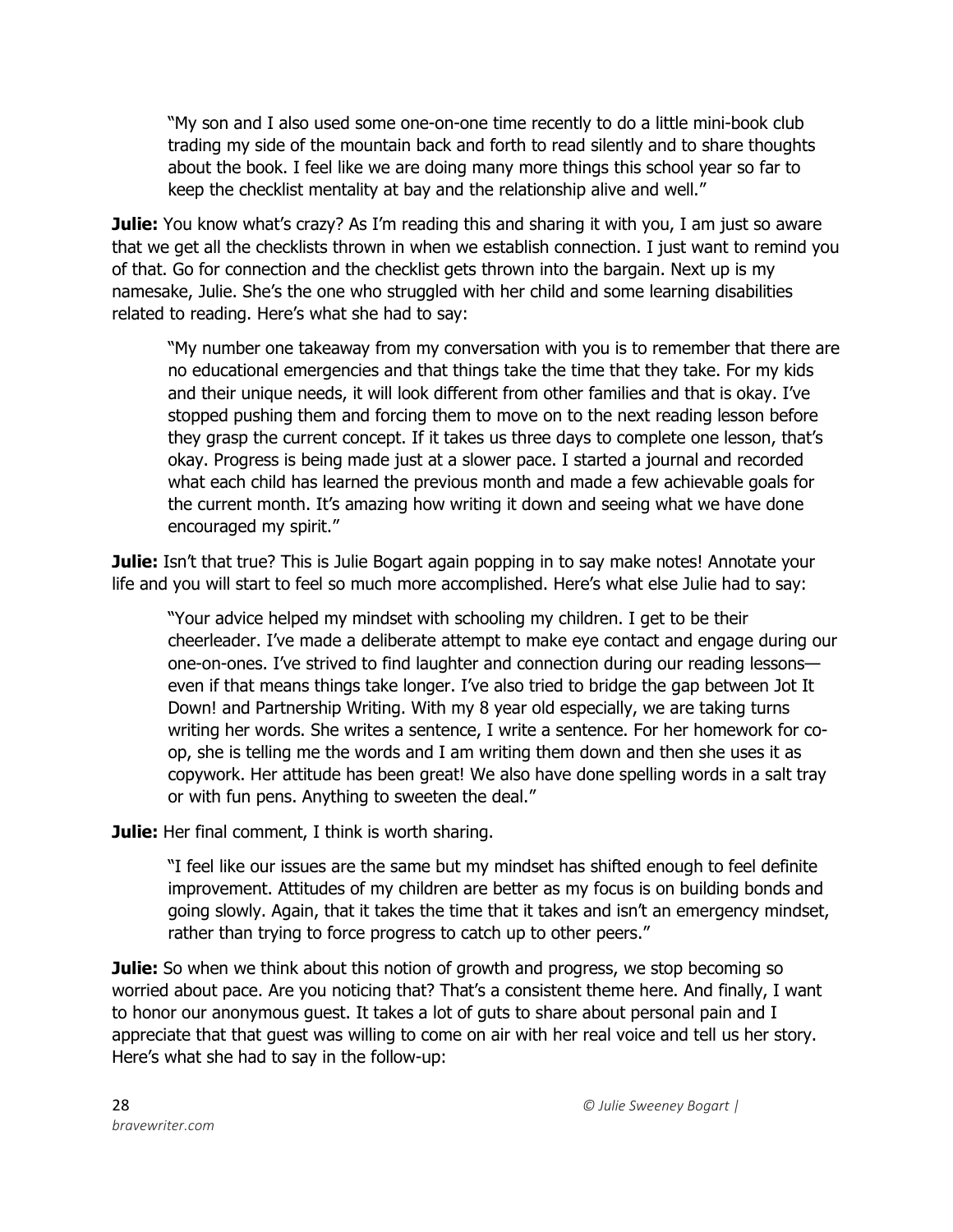> "My son and I also used some one-on-one time recently to do a little mini-book club trading my side of the mountain back and forth to read silently and to share thoughts about the book. I feel like we are doing many more things this school year so far to keep the checklist mentality at bay and the relationship alive and well."

**Julie:** You know what's crazy? As I'm reading this and sharing it with you, I am just so aware that we get all the checklists thrown in when we establish connection. I just want to remind you of that. Go for connection and the checklist gets thrown into the bargain. Next up is my namesake, Julie. She's the one who struggled with her child and some learning disabilities related to reading. Here's what she had to say:

> "My number one takeaway from my conversation with you is to remember that there are no educational emergencies and that things take the time that they take. For my kids and their unique needs, it will look different from other families and that is okay. I've stopped pushing them and forcing them to move on to the next reading lesson before they grasp the current concept. If it takes us three days to complete one lesson, that's okay. Progress is being made just at a slower pace. I started a journal and recorded what each child has learned the previous month and made a few achievable goals for the current month. It's amazing how writing it down and seeing what we have done encouraged my spirit."

**Julie:** Isn't that true? This is Julie Bogart again popping in to say make notes! Annotate your life and you will start to feel so much more accomplished. Here's what else Julie had to say:

> "Your advice helped my mindset with schooling my children. I get to be their cheerleader. I've made a deliberate attempt to make eye contact and engage during our one-on-ones. I've strived to find laughter and connection during our reading lessons—even if that means things take longer. I've also tried to bridge the gap between Jot It Down! and Partnership Writing. With my 8 year old especially, we are taking turns writing her words. She writes a sentence, I write a sentence. For her homework for co-op, she is telling me the words and I am writing them down and then she uses it as copywork. Her attitude has been great! We also have done spelling words in a salt tray or with fun pens. Anything to sweeten the deal."

**Julie:** Her final comment, I think is worth sharing.

> "I feel like our issues are the same but my mindset has shifted enough to feel definite improvement. Attitudes of my children are better as my focus is on building bonds and going slowly. Again, that it takes the time that it takes and isn't an emergency mindset, rather than trying to force progress to catch up to other peers."

**Julie:** So when we think about this notion of growth and progress, we stop becoming so worried about pace. Are you noticing that? That's a consistent theme here. And finally, I want to honor our anonymous guest. It takes a lot of guts to share about personal pain and I appreciate that that guest was willing to come on air with her real voice and tell us her story. Here's what she had to say in the follow-up: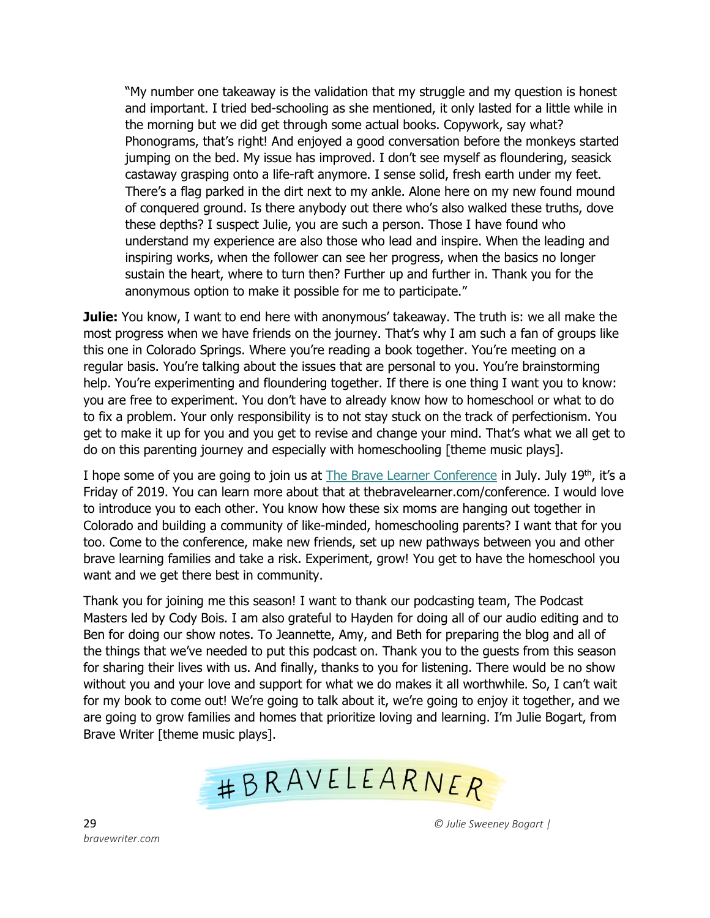> "My number one takeaway is the validation that my struggle and my question is honest and important. I tried bed-schooling as she mentioned, it only lasted for a little while in the morning but we did get through some actual books. Copywork, say what? Phonograms, that's right! And enjoyed a good conversation before the monkeys started jumping on the bed. My issue has improved. I don't see myself as floundering, seasick castaway grasping onto a life-raft anymore. I sense solid, fresh earth under my feet. There's a flag parked in the dirt next to my ankle. Alone here on my new found mound of conquered ground. Is there anybody out there who's also walked these truths, dove these depths? I suspect Julie, you are such a person. Those I have found who understand my experience are also those who lead and inspire. When the leading and inspiring works, when the follower can see her progress, when the basics no longer sustain the heart, where to turn then? Further up and further in. Thank you for the anonymous option to make it possible for me to participate."

**Julie:** You know, I want to end here with anonymous' takeaway. The truth is: we all make the most progress when we have friends on the journey. That's why I am such a fan of groups like this one in Colorado Springs. Where you're reading a book together. You're meeting on a regular basis. You're talking about the issues that are personal to you. You're brainstorming help. You're experimenting and floundering together. If there is one thing I want you to know: you are free to experiment. You don't have to already know how to homeschool or what to do to fix a problem. Your only responsibility is to not stay stuck on the track of perfectionism. You get to make it up for you and you get to revise and change your mind. That's what we all get to do on this parenting journey and especially with homeschooling [theme music plays].

I hope some of you are going to join us at The Brave Learner Conference in July. July 19th, it's a Friday of 2019. You can learn more about that at thebravelearner.com/conference. I would love to introduce you to each other. You know how these six moms are hanging out together in Colorado and building a community of like-minded, homeschooling parents? I want that for you too. Come to the conference, make new friends, set up new pathways between you and other brave learning families and take a risk. Experiment, grow! You get to have the homeschool you want and we get there best in community.

Thank you for joining me this season! I want to thank our podcasting team, The Podcast Masters led by Cody Bois. I am also grateful to Hayden for doing all of our audio editing and to Ben for doing our show notes. To Jeannette, Amy, and Beth for preparing the blog and all of the things that we've needed to put this podcast on. Thank you to the guests from this season for sharing their lives with us. And finally, thanks to you for listening. There would be no show without you and your love and support for what we do makes it all worthwhile. So, I can't wait for my book to come out! We're going to talk about it, we're going to enjoy it together, and we are going to grow families and homes that prioritize loving and learning. I'm Julie Bogart, from Brave Writer [theme music plays].

#BRAVELEARNER